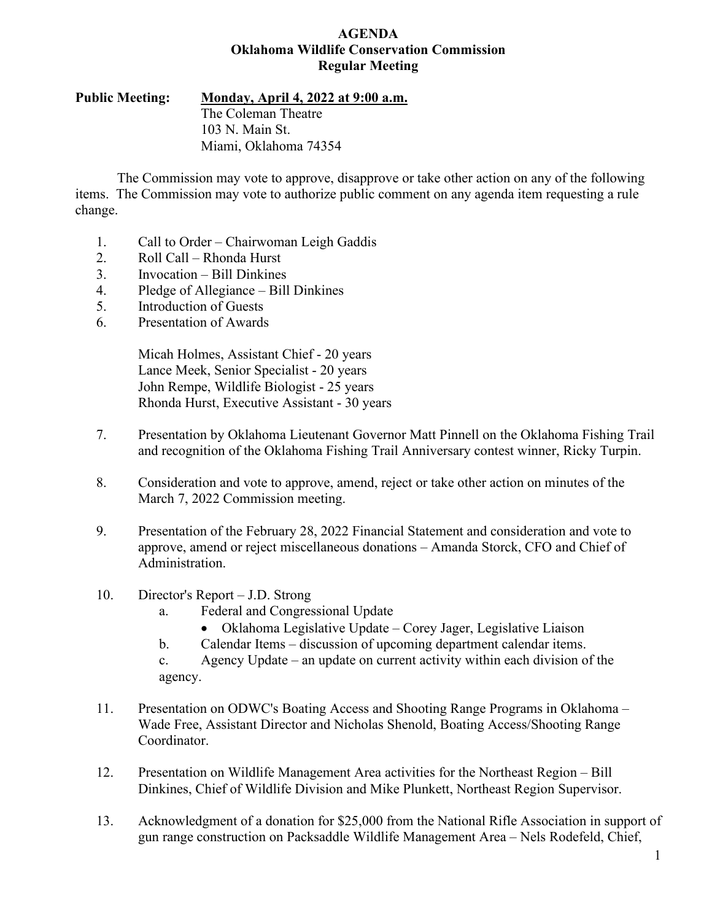# AGENDA
## Oklahoma Wildlife Conservation Commission
## Regular Meeting

**Public Meeting:** **<u>Monday, April 4, 2022 at 9:00 a.m.</u>**
The Coleman Theatre
103 N. Main St.
Miami, Oklahoma 74354

The Commission may vote to approve, disapprove or take other action on any of the following items. The Commission may vote to authorize public comment on any agenda item requesting a rule change.

1. Call to Order – Chairwoman Leigh Gaddis
2. Roll Call – Rhonda Hurst
3. Invocation – Bill Dinkines
4. Pledge of Allegiance – Bill Dinkines
5. Introduction of Guests
6. Presentation of Awards

   Micah Holmes, Assistant Chief - 20 years
   Lance Meek, Senior Specialist - 20 years
   John Rempe, Wildlife Biologist - 25 years
   Rhonda Hurst, Executive Assistant - 30 years

7. Presentation by Oklahoma Lieutenant Governor Matt Pinnell on the Oklahoma Fishing Trail and recognition of the Oklahoma Fishing Trail Anniversary contest winner, Ricky Turpin.

8. Consideration and vote to approve, amend, reject or take other action on minutes of the March 7, 2022 Commission meeting.

9. Presentation of the February 28, 2022 Financial Statement and consideration and vote to approve, amend or reject miscellaneous donations – Amanda Storck, CFO and Chief of Administration.

10. Director's Report – J.D. Strong
    a. Federal and Congressional Update
       - Oklahoma Legislative Update – Corey Jager, Legislative Liaison
    b. Calendar Items – discussion of upcoming department calendar items.
    c. Agency Update – an update on current activity within each division of the agency.

11. Presentation on ODWC's Boating Access and Shooting Range Programs in Oklahoma – Wade Free, Assistant Director and Nicholas Shenold, Boating Access/Shooting Range Coordinator.

12. Presentation on Wildlife Management Area activities for the Northeast Region – Bill Dinkines, Chief of Wildlife Division and Mike Plunkett, Northeast Region Supervisor.

13. Acknowledgment of a donation for $25,000 from the National Rifle Association in support of gun range construction on Packsaddle Wildlife Management Area – Nels Rodefeld, Chief,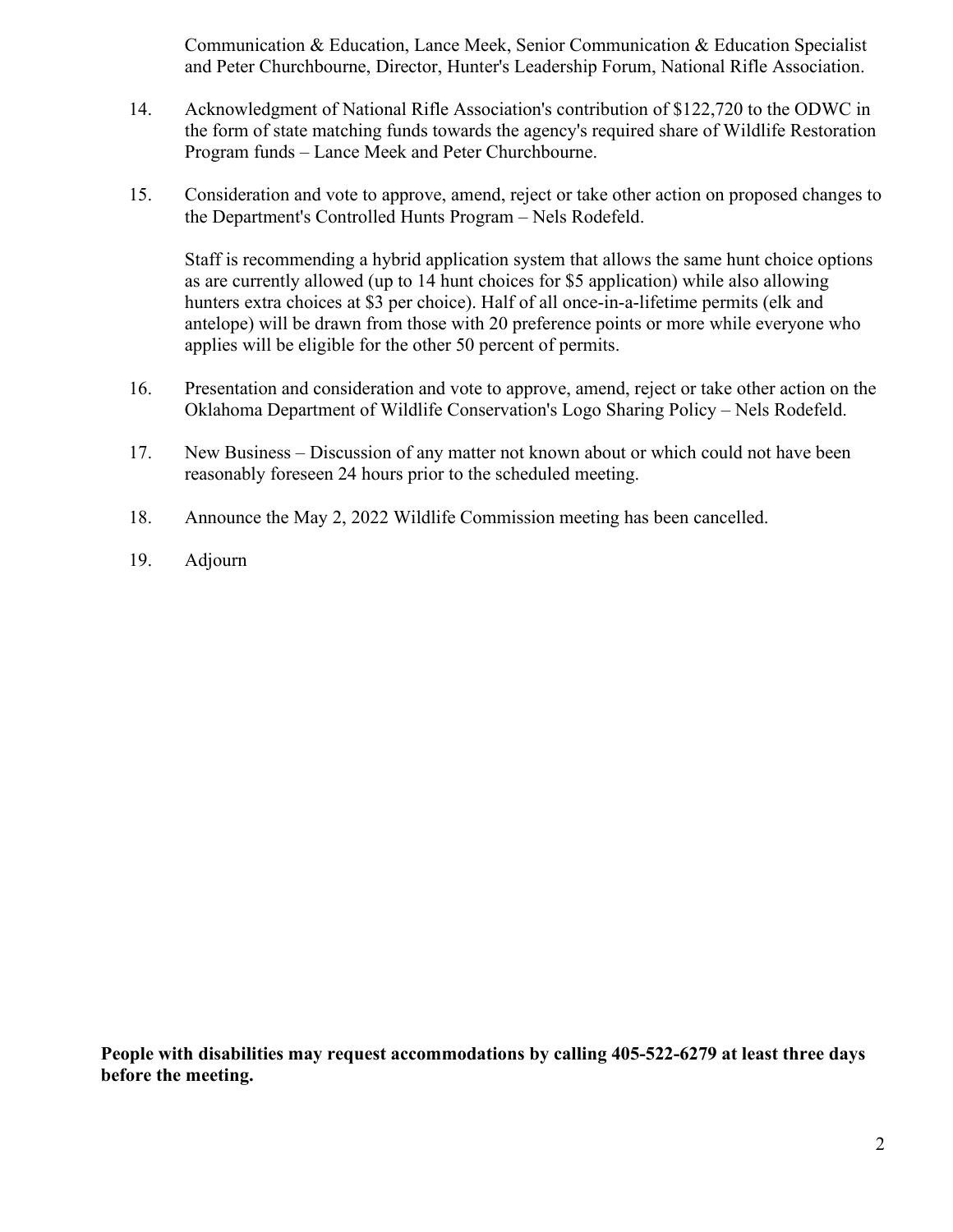Communication & Education, Lance Meek, Senior Communication & Education Specialist and Peter Churchbourne, Director, Hunter's Leadership Forum, National Rifle Association.

14. Acknowledgment of National Rifle Association's contribution of $122,720 to the ODWC in the form of state matching funds towards the agency's required share of Wildlife Restoration Program funds – Lance Meek and Peter Churchbourne.

15. Consideration and vote to approve, amend, reject or take other action on proposed changes to the Department's Controlled Hunts Program – Nels Rodefeld.

    Staff is recommending a hybrid application system that allows the same hunt choice options as are currently allowed (up to 14 hunt choices for $5 application) while also allowing hunters extra choices at $3 per choice). Half of all once-in-a-lifetime permits (elk and antelope) will be drawn from those with 20 preference points or more while everyone who applies will be eligible for the other 50 percent of permits.

16. Presentation and consideration and vote to approve, amend, reject or take other action on the Oklahoma Department of Wildlife Conservation's Logo Sharing Policy – Nels Rodefeld.

17. New Business – Discussion of any matter not known about or which could not have been reasonably foreseen 24 hours prior to the scheduled meeting.

18. Announce the May 2, 2022 Wildlife Commission meeting has been cancelled.

19. Adjourn

**People with disabilities may request accommodations by calling 405-522-6279 at least three days before the meeting.**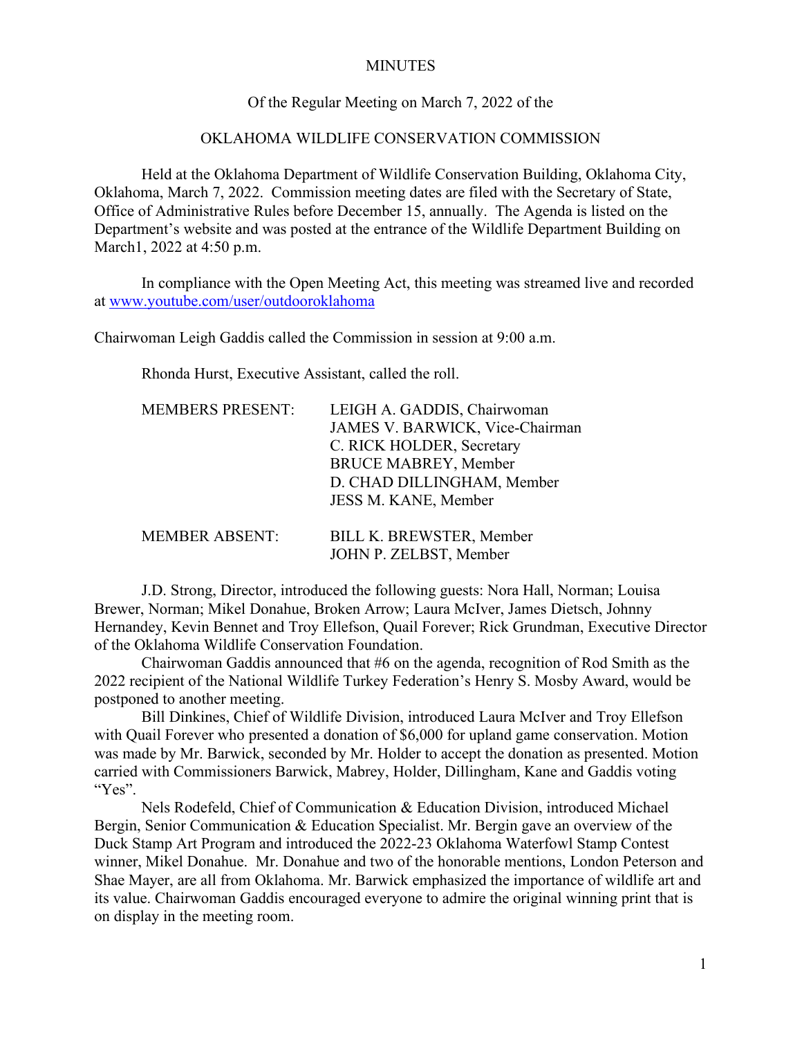MINUTES

Of the Regular Meeting on March 7, 2022 of the

OKLAHOMA WILDLIFE CONSERVATION COMMISSION

Held at the Oklahoma Department of Wildlife Conservation Building, Oklahoma City, Oklahoma, March 7, 2022. Commission meeting dates are filed with the Secretary of State, Office of Administrative Rules before December 15, annually. The Agenda is listed on the Department's website and was posted at the entrance of the Wildlife Department Building on March1, 2022 at 4:50 p.m.

In compliance with the Open Meeting Act, this meeting was streamed live and recorded at www.youtube.com/user/outdooroklahoma

Chairwoman Leigh Gaddis called the Commission in session at 9:00 a.m.

Rhonda Hurst, Executive Assistant, called the roll.

| | |
|---|---|
| MEMBERS PRESENT: | LEIGH A. GADDIS, Chairwoman |
| | JAMES V. BARWICK, Vice-Chairman |
| | C. RICK HOLDER, Secretary |
| | BRUCE MABREY, Member |
| | D. CHAD DILLINGHAM, Member |
| | JESS M. KANE, Member |
| MEMBER ABSENT: | BILL K. BREWSTER, Member |
| | JOHN P. ZELBST, Member |

J.D. Strong, Director, introduced the following guests: Nora Hall, Norman; Louisa Brewer, Norman; Mikel Donahue, Broken Arrow; Laura McIver, James Dietsch, Johnny Hernandey, Kevin Bennet and Troy Ellefson, Quail Forever; Rick Grundman, Executive Director of the Oklahoma Wildlife Conservation Foundation.

Chairwoman Gaddis announced that #6 on the agenda, recognition of Rod Smith as the 2022 recipient of the National Wildlife Turkey Federation's Henry S. Mosby Award, would be postponed to another meeting.

Bill Dinkines, Chief of Wildlife Division, introduced Laura McIver and Troy Ellefson with Quail Forever who presented a donation of $6,000 for upland game conservation. Motion was made by Mr. Barwick, seconded by Mr. Holder to accept the donation as presented. Motion carried with Commissioners Barwick, Mabrey, Holder, Dillingham, Kane and Gaddis voting "Yes".

Nels Rodefeld, Chief of Communication & Education Division, introduced Michael Bergin, Senior Communication & Education Specialist. Mr. Bergin gave an overview of the Duck Stamp Art Program and introduced the 2022-23 Oklahoma Waterfowl Stamp Contest winner, Mikel Donahue. Mr. Donahue and two of the honorable mentions, London Peterson and Shae Mayer, are all from Oklahoma. Mr. Barwick emphasized the importance of wildlife art and its value. Chairwoman Gaddis encouraged everyone to admire the original winning print that is on display in the meeting room.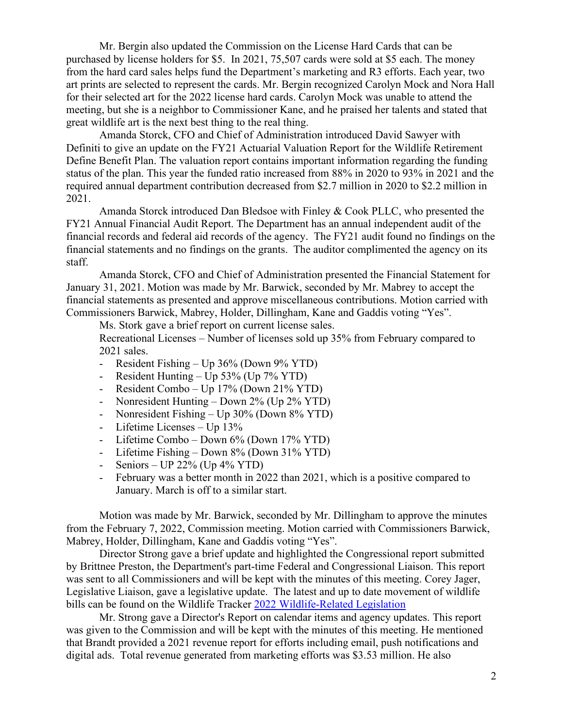Mr. Bergin also updated the Commission on the License Hard Cards that can be purchased by license holders for $5. In 2021, 75,507 cards were sold at $5 each. The money from the hard card sales helps fund the Department's marketing and R3 efforts. Each year, two art prints are selected to represent the cards. Mr. Bergin recognized Carolyn Mock and Nora Hall for their selected art for the 2022 license hard cards. Carolyn Mock was unable to attend the meeting, but she is a neighbor to Commissioner Kane, and he praised her talents and stated that great wildlife art is the next best thing to the real thing.

Amanda Storck, CFO and Chief of Administration introduced David Sawyer with Definiti to give an update on the FY21 Actuarial Valuation Report for the Wildlife Retirement Define Benefit Plan. The valuation report contains important information regarding the funding status of the plan. This year the funded ratio increased from 88% in 2020 to 93% in 2021 and the required annual department contribution decreased from $2.7 million in 2020 to $2.2 million in 2021.

Amanda Storck introduced Dan Bledsoe with Finley & Cook PLLC, who presented the FY21 Annual Financial Audit Report. The Department has an annual independent audit of the financial records and federal aid records of the agency. The FY21 audit found no findings on the financial statements and no findings on the grants. The auditor complimented the agency on its staff.

Amanda Storck, CFO and Chief of Administration presented the Financial Statement for January 31, 2021. Motion was made by Mr. Barwick, seconded by Mr. Mabrey to accept the financial statements as presented and approve miscellaneous contributions. Motion carried with Commissioners Barwick, Mabrey, Holder, Dillingham, Kane and Gaddis voting "Yes".

Ms. Stork gave a brief report on current license sales.

Recreational Licenses – Number of licenses sold up 35% from February compared to 2021 sales.

- Resident Fishing – Up 36% (Down 9% YTD)
- Resident Hunting – Up 53% (Up 7% YTD)
- Resident Combo – Up 17% (Down 21% YTD)
- Nonresident Hunting – Down 2% (Up 2% YTD)
- Nonresident Fishing – Up 30% (Down 8% YTD)
- Lifetime Licenses – Up 13%
- Lifetime Combo – Down 6% (Down 17% YTD)
- Lifetime Fishing – Down 8% (Down 31% YTD)
- Seniors – UP 22% (Up 4% YTD)
- February was a better month in 2022 than 2021, which is a positive compared to January. March is off to a similar start.

Motion was made by Mr. Barwick, seconded by Mr. Dillingham to approve the minutes from the February 7, 2022, Commission meeting. Motion carried with Commissioners Barwick, Mabrey, Holder, Dillingham, Kane and Gaddis voting "Yes".

Director Strong gave a brief update and highlighted the Congressional report submitted by Brittnee Preston, the Department's part-time Federal and Congressional Liaison. This report was sent to all Commissioners and will be kept with the minutes of this meeting. Corey Jager, Legislative Liaison, gave a legislative update. The latest and up to date movement of wildlife bills can be found on the Wildlife Tracker 2022 Wildlife-Related Legislation

Mr. Strong gave a Director's Report on calendar items and agency updates. This report was given to the Commission and will be kept with the minutes of this meeting. He mentioned that Brandt provided a 2021 revenue report for efforts including email, push notifications and digital ads. Total revenue generated from marketing efforts was $3.53 million. He also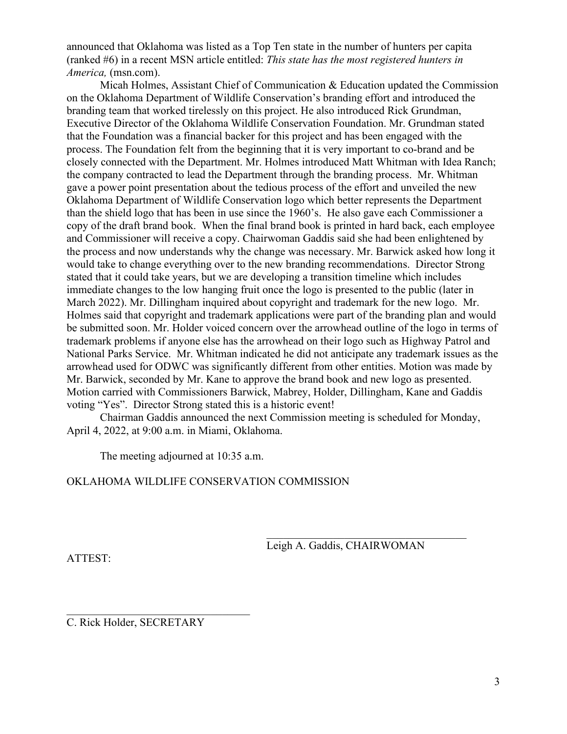announced that Oklahoma was listed as a Top Ten state in the number of hunters per capita (ranked #6) in a recent MSN article entitled: *This state has the most registered hunters in America,* (msn.com).

Micah Holmes, Assistant Chief of Communication & Education updated the Commission on the Oklahoma Department of Wildlife Conservation's branding effort and introduced the branding team that worked tirelessly on this project. He also introduced Rick Grundman, Executive Director of the Oklahoma Wildlife Conservation Foundation. Mr. Grundman stated that the Foundation was a financial backer for this project and has been engaged with the process. The Foundation felt from the beginning that it is very important to co-brand and be closely connected with the Department. Mr. Holmes introduced Matt Whitman with Idea Ranch; the company contracted to lead the Department through the branding process. Mr. Whitman gave a power point presentation about the tedious process of the effort and unveiled the new Oklahoma Department of Wildlife Conservation logo which better represents the Department than the shield logo that has been in use since the 1960's. He also gave each Commissioner a copy of the draft brand book. When the final brand book is printed in hard back, each employee and Commissioner will receive a copy. Chairwoman Gaddis said she had been enlightened by the process and now understands why the change was necessary. Mr. Barwick asked how long it would take to change everything over to the new branding recommendations. Director Strong stated that it could take years, but we are developing a transition timeline which includes immediate changes to the low hanging fruit once the logo is presented to the public (later in March 2022). Mr. Dillingham inquired about copyright and trademark for the new logo. Mr. Holmes said that copyright and trademark applications were part of the branding plan and would be submitted soon. Mr. Holder voiced concern over the arrowhead outline of the logo in terms of trademark problems if anyone else has the arrowhead on their logo such as Highway Patrol and National Parks Service. Mr. Whitman indicated he did not anticipate any trademark issues as the arrowhead used for ODWC was significantly different from other entities. Motion was made by Mr. Barwick, seconded by Mr. Kane to approve the brand book and new logo as presented. Motion carried with Commissioners Barwick, Mabrey, Holder, Dillingham, Kane and Gaddis voting "Yes". Director Strong stated this is a historic event!

Chairman Gaddis announced the next Commission meeting is scheduled for Monday, April 4, 2022, at 9:00 a.m. in Miami, Oklahoma.

The meeting adjourned at 10:35 a.m.

OKLAHOMA WILDLIFE CONSERVATION COMMISSION

\_\_\_\_\_\_\_\_\_\_\_\_\_\_\_\_\_\_\_\_\_\_\_\_\_\_\_\_\_\_\_\_\_\_\_\_

Leigh A. Gaddis, CHAIRWOMAN

ATTEST:

\_\_\_\_\_\_\_\_\_\_\_\_\_\_\_\_\_\_\_\_\_\_\_\_\_\_\_\_\_\_\_\_\_\_\_\_

C. Rick Holder, SECRETARY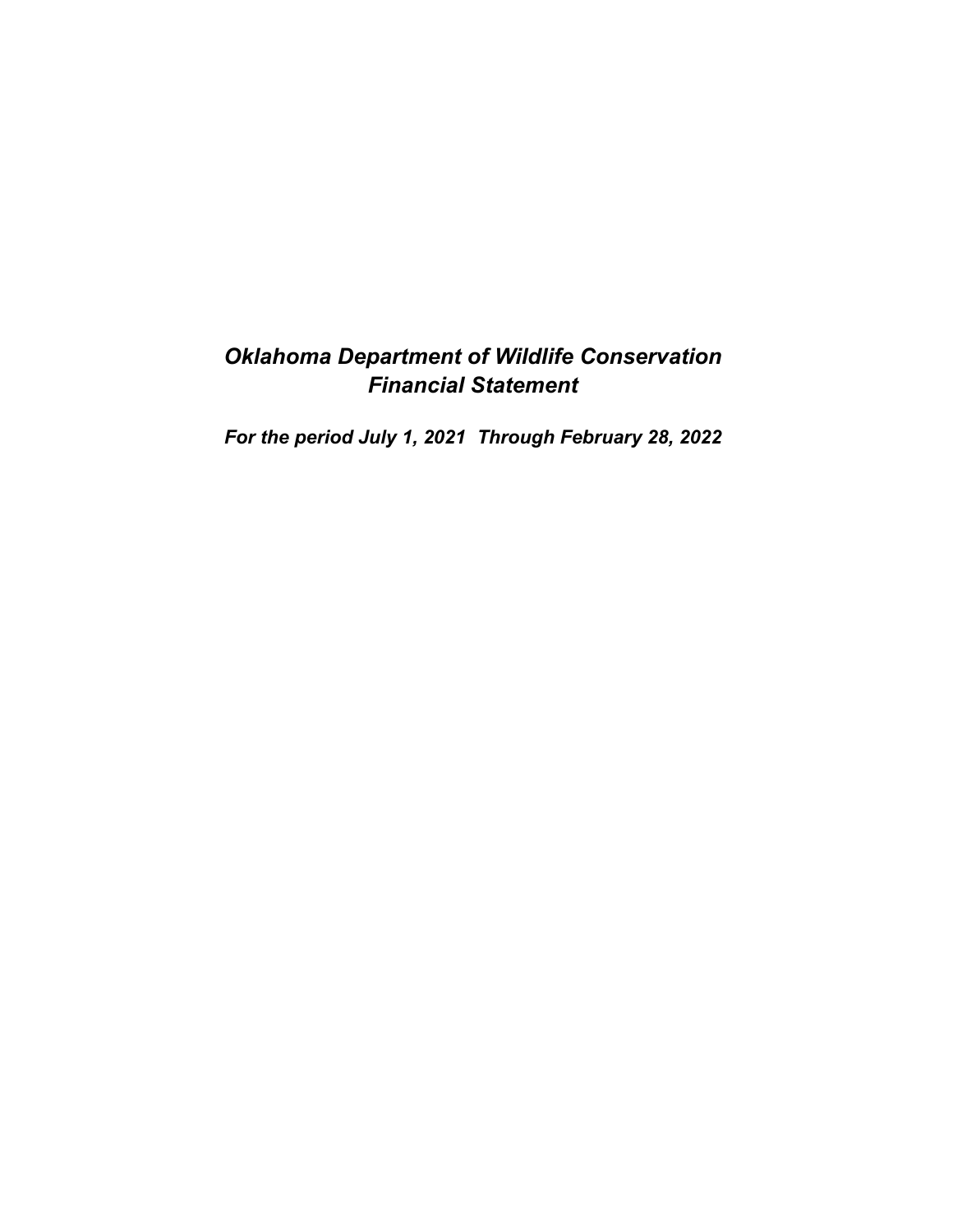# *Oklahoma Department of Wildlife Conservation*
# *Financial Statement*

***For the period July 1, 2021 Through February 28, 2022***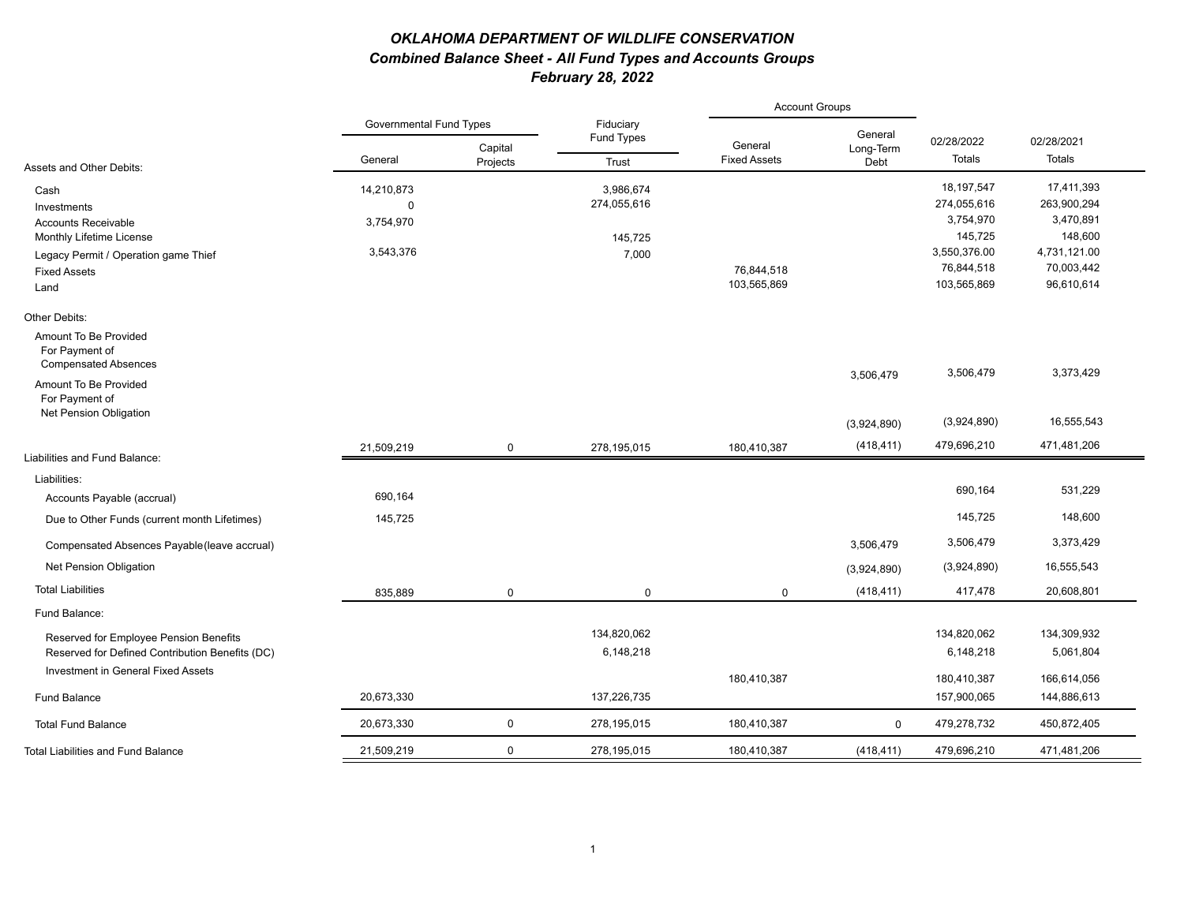# *OKLAHOMA DEPARTMENT OF WILDLIFE CONSERVATION*

## *Combined Balance Sheet - All Fund Types and Accounts Groups*

### *February 28, 2022*

| | Governmental Fund Types | | Fiduciary Fund Types | Account Groups | | | |
|---|---|---|---|---|---|---|---|
| | General | Capital Projects | Trust | General Fixed Assets | General Long-Term Debt | 02/28/2022 Totals | 02/28/2021 Totals |
| **Assets and Other Debits:** | | | | | | | |
| Cash | 14,210,873 | | 3,986,674 | | | 18,197,547 | 17,411,393 |
| Investments | 0 | | 274,055,616 | | | 274,055,616 | 263,900,294 |
| Accounts Receivable | 3,754,970 | | | | | 3,754,970 | 3,470,891 |
| Monthly Lifetime License | | | 145,725 | | | 145,725 | 148,600 |
| Legacy Permit / Operation game Thief | 3,543,376 | | 7,000 | | | 3,550,376.00 | 4,731,121.00 |
| Fixed Assets | | | | 76,844,518 | | 76,844,518 | 70,003,442 |
| Land | | | | 103,565,869 | | 103,565,869 | 96,610,614 |
| Other Debits: | | | | | | | |
| Amount To Be Provided For Payment of Compensated Absences | | | | | 3,506,479 | 3,506,479 | 3,373,429 |
| Amount To Be Provided For Payment of Net Pension Obligation | | | | | (3,924,890) | (3,924,890) | 16,555,543 |
| | 21,509,219 | 0 | 278,195,015 | 180,410,387 | (418,411) | 479,696,210 | 471,481,206 |
| **Liabilities and Fund Balance:** | | | | | | | |
| Liabilities: | | | | | | | |
| Accounts Payable (accrual) | 690,164 | | | | | 690,164 | 531,229 |
| Due to Other Funds (current month Lifetimes) | 145,725 | | | | | 145,725 | 148,600 |
| Compensated Absences Payable(leave accrual) | | | | | 3,506,479 | 3,506,479 | 3,373,429 |
| Net Pension Obligation | | | | | (3,924,890) | (3,924,890) | 16,555,543 |
| Total Liabilities | 835,889 | 0 | 0 | 0 | (418,411) | 417,478 | 20,608,801 |
| Fund Balance: | | | | | | | |
| Reserved for Employee Pension Benefits | | | 134,820,062 | | | 134,820,062 | 134,309,932 |
| Reserved for Defined Contribution Benefits (DC) | | | 6,148,218 | | | 6,148,218 | 5,061,804 |
| Investment in General Fixed Assets | | | | 180,410,387 | | 180,410,387 | 166,614,056 |
| Fund Balance | 20,673,330 | | 137,226,735 | | | 157,900,065 | 144,886,613 |
| Total Fund Balance | 20,673,330 | 0 | 278,195,015 | 180,410,387 | 0 | 479,278,732 | 450,872,405 |
| Total Liabilities and Fund Balance | 21,509,219 | 0 | 278,195,015 | 180,410,387 | (418,411) | 479,696,210 | 471,481,206 |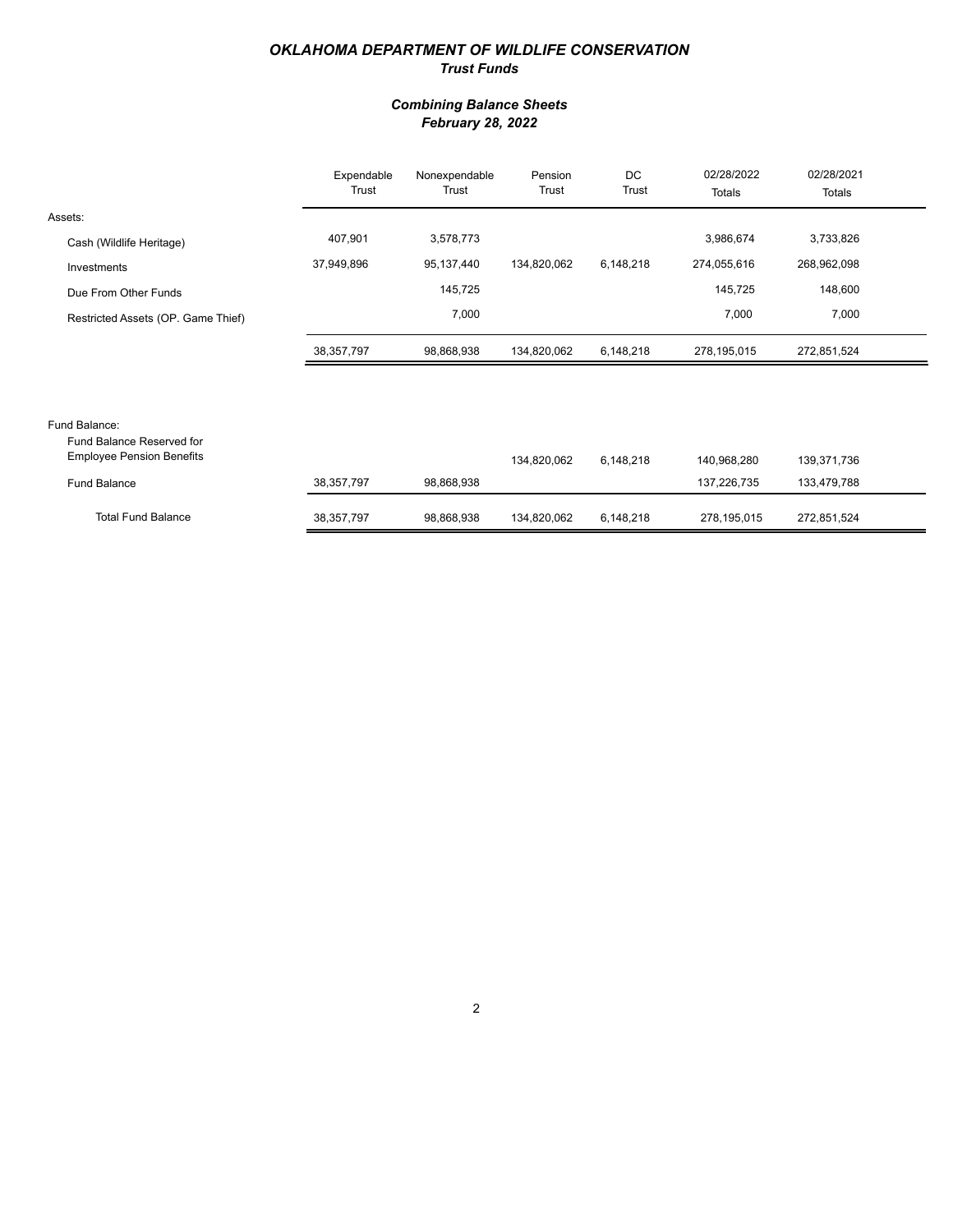# *OKLAHOMA DEPARTMENT OF WILDLIFE CONSERVATION*

## *Trust Funds*

### *Combining Balance Sheets*
### *February 28, 2022*

| | Expendable Trust | Nonexpendable Trust | Pension Trust | DC Trust | 02/28/2022 Totals | 02/28/2021 Totals |
|---|---|---|---|---|---|---|
| Assets: | | | | | | |
| Cash (Wildlife Heritage) | 407,901 | 3,578,773 | | | 3,986,674 | 3,733,826 |
| Investments | 37,949,896 | 95,137,440 | 134,820,062 | 6,148,218 | 274,055,616 | 268,962,098 |
| Due From Other Funds | | 145,725 | | | 145,725 | 148,600 |
| Restricted Assets (OP. Game Thief) | | 7,000 | | | 7,000 | 7,000 |
| | 38,357,797 | 98,868,938 | 134,820,062 | 6,148,218 | 278,195,015 | 272,851,524 |
| Fund Balance: | | | | | | |
| Fund Balance Reserved for Employee Pension Benefits | | | 134,820,062 | 6,148,218 | 140,968,280 | 139,371,736 |
| Fund Balance | 38,357,797 | 98,868,938 | | | 137,226,735 | 133,479,788 |
| Total Fund Balance | 38,357,797 | 98,868,938 | 134,820,062 | 6,148,218 | 278,195,015 | 272,851,524 |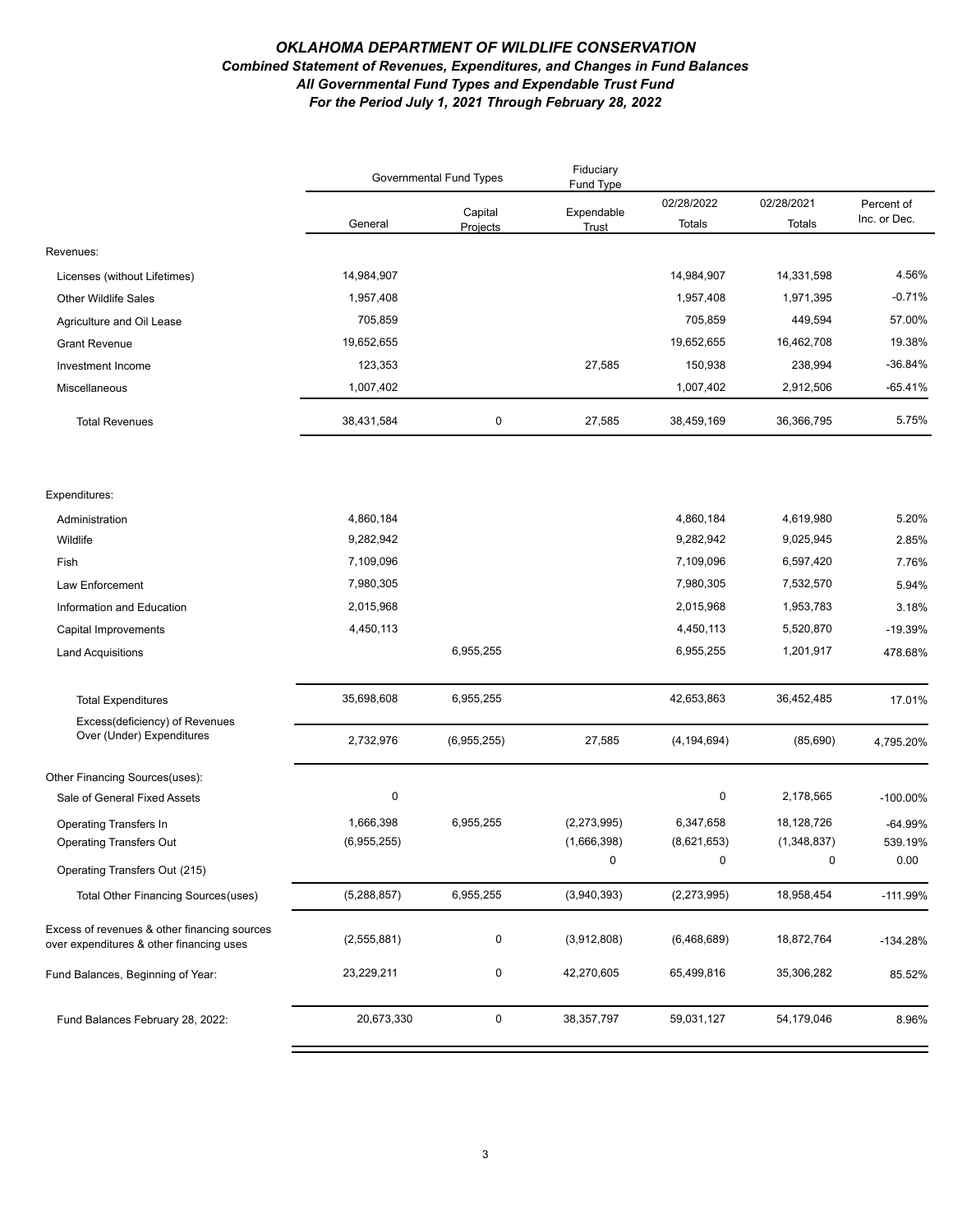# *OKLAHOMA DEPARTMENT OF WILDLIFE CONSERVATION*

## *Combined Statement of Revenues, Expenditures, and Changes in Fund Balances*

### *All Governmental Fund Types and Expendable Trust Fund*

### *For the Period July 1, 2021 Through February 28, 2022*

| | Governmental Fund Types | | Fiduciary Fund Type | | | |
|---|---|---|---|---|---|---|
| | General | Capital Projects | Expendable Trust | 02/28/2022 Totals | 02/28/2021 Totals | Percent of Inc. or Dec. |
| Revenues: | | | | | | |
| Licenses (without Lifetimes) | 14,984,907 | | | 14,984,907 | 14,331,598 | 4.56% |
| Other Wildlife Sales | 1,957,408 | | | 1,957,408 | 1,971,395 | -0.71% |
| Agriculture and Oil Lease | 705,859 | | | 705,859 | 449,594 | 57.00% |
| Grant Revenue | 19,652,655 | | | 19,652,655 | 16,462,708 | 19.38% |
| Investment Income | 123,353 | | 27,585 | 150,938 | 238,994 | -36.84% |
| Miscellaneous | 1,007,402 | | | 1,007,402 | 2,912,506 | -65.41% |
| Total Revenues | 38,431,584 | 0 | 27,585 | 38,459,169 | 36,366,795 | 5.75% |
| Expenditures: | | | | | | |
| Administration | 4,860,184 | | | 4,860,184 | 4,619,980 | 5.20% |
| Wildlife | 9,282,942 | | | 9,282,942 | 9,025,945 | 2.85% |
| Fish | 7,109,096 | | | 7,109,096 | 6,597,420 | 7.76% |
| Law Enforcement | 7,980,305 | | | 7,980,305 | 7,532,570 | 5.94% |
| Information and Education | 2,015,968 | | | 2,015,968 | 1,953,783 | 3.18% |
| Capital Improvements | 4,450,113 | | | 4,450,113 | 5,520,870 | -19.39% |
| Land Acquisitions | | 6,955,255 | | 6,955,255 | 1,201,917 | 478.68% |
| Total Expenditures | 35,698,608 | 6,955,255 | | 42,653,863 | 36,452,485 | 17.01% |
| Excess(deficiency) of Revenues Over (Under) Expenditures | 2,732,976 | (6,955,255) | 27,585 | (4,194,694) | (85,690) | 4,795.20% |
| Other Financing Sources(uses): | | | | | | |
| Sale of General Fixed Assets | 0 | | | 0 | 2,178,565 | -100.00% |
| Operating Transfers In | 1,666,398 | 6,955,255 | (2,273,995) | 6,347,658 | 18,128,726 | -64.99% |
| Operating Transfers Out | (6,955,255) | | (1,666,398) | (8,621,653) | (1,348,837) | 539.19% |
| Operating Transfers Out (215) | | | 0 | 0 | 0 | 0.00 |
| Total Other Financing Sources(uses) | (5,288,857) | 6,955,255 | (3,940,393) | (2,273,995) | 18,958,454 | -111.99% |
| Excess of revenues & other financing sources over expenditures & other financing uses | (2,555,881) | 0 | (3,912,808) | (6,468,689) | 18,872,764 | -134.28% |
| Fund Balances, Beginning of Year: | 23,229,211 | 0 | 42,270,605 | 65,499,816 | 35,306,282 | 85.52% |
| Fund Balances February 28, 2022: | 20,673,330 | 0 | 38,357,797 | 59,031,127 | 54,179,046 | 8.96% |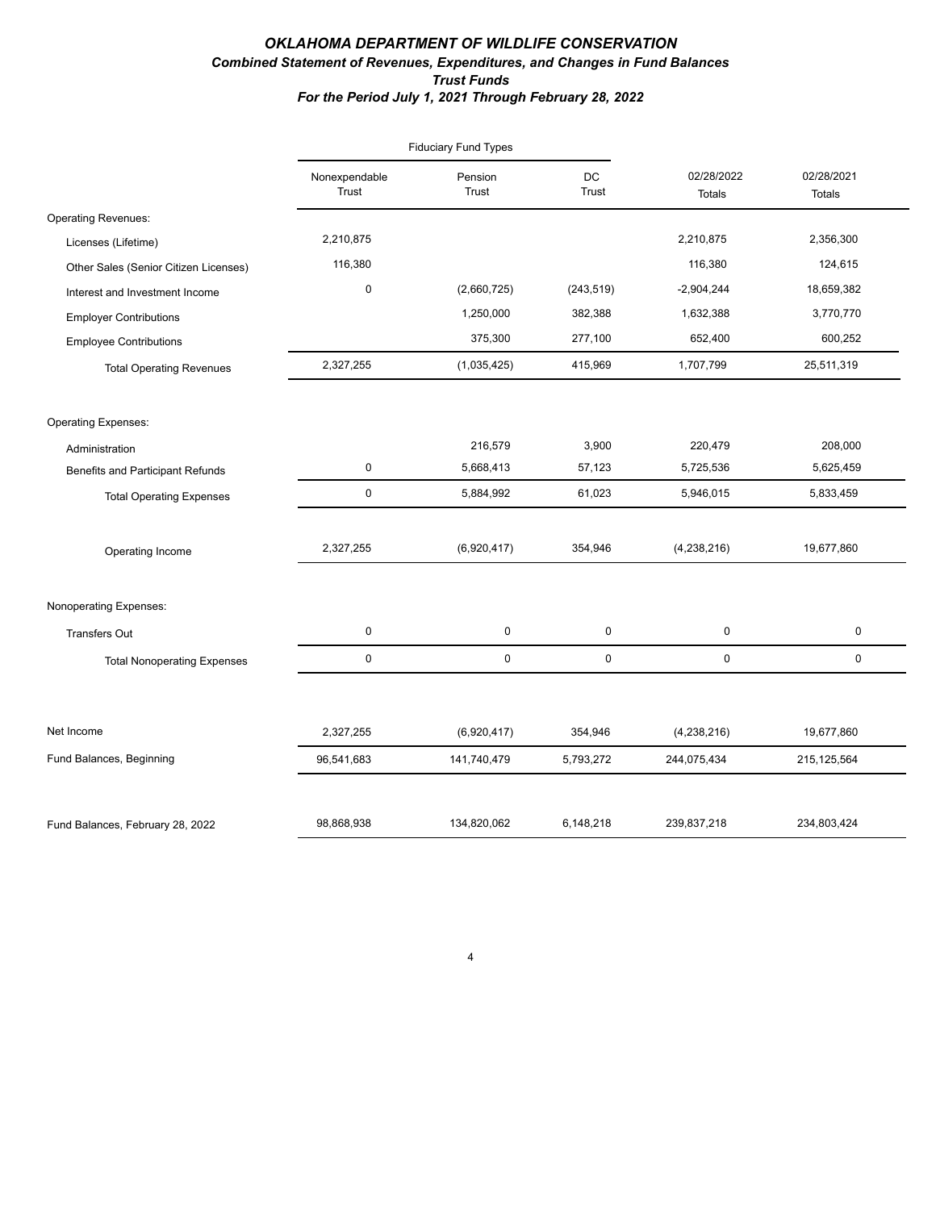# *OKLAHOMA DEPARTMENT OF WILDLIFE CONSERVATION*

## *Combined Statement of Revenues, Expenditures, and Changes in Fund Balances*

### *Trust Funds*

### *For the Period July 1, 2021 Through February 28, 2022*

| | Fiduciary Fund Types | | | | |
|---|---|---|---|---|---|
| | Nonexpendable Trust | Pension Trust | DC Trust | 02/28/2022 Totals | 02/28/2021 Totals |
| Operating Revenues: | | | | | |
| Licenses (Lifetime) | 2,210,875 | | | 2,210,875 | 2,356,300 |
| Other Sales (Senior Citizen Licenses) | 116,380 | | | 116,380 | 124,615 |
| Interest and Investment Income | 0 | (2,660,725) | (243,519) | -2,904,244 | 18,659,382 |
| Employer Contributions | | 1,250,000 | 382,388 | 1,632,388 | 3,770,770 |
| Employee Contributions | | 375,300 | 277,100 | 652,400 | 600,252 |
| Total Operating Revenues | 2,327,255 | (1,035,425) | 415,969 | 1,707,799 | 25,511,319 |
| Operating Expenses: | | | | | |
| Administration | | 216,579 | 3,900 | 220,479 | 208,000 |
| Benefits and Participant Refunds | 0 | 5,668,413 | 57,123 | 5,725,536 | 5,625,459 |
| Total Operating Expenses | 0 | 5,884,992 | 61,023 | 5,946,015 | 5,833,459 |
| Operating Income | 2,327,255 | (6,920,417) | 354,946 | (4,238,216) | 19,677,860 |
| Nonoperating Expenses: | | | | | |
| Transfers Out | 0 | 0 | 0 | 0 | 0 |
| Total Nonoperating Expenses | 0 | 0 | 0 | 0 | 0 |
| Net Income | 2,327,255 | (6,920,417) | 354,946 | (4,238,216) | 19,677,860 |
| Fund Balances, Beginning | 96,541,683 | 141,740,479 | 5,793,272 | 244,075,434 | 215,125,564 |
| Fund Balances, February 28, 2022 | 98,868,938 | 134,820,062 | 6,148,218 | 239,837,218 | 234,803,424 |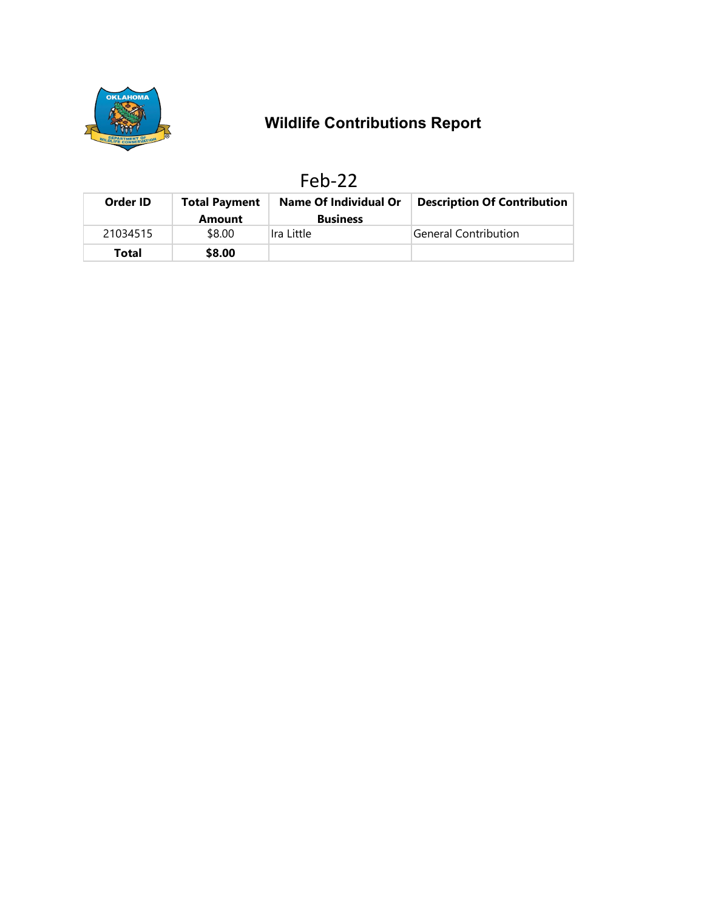# Wildlife Contributions Report

## Feb-22

| Order ID | Total Payment Amount | Name Of Individual Or Business | Description Of Contribution |
|---|---|---|---|
| 21034515 | $8.00 | Ira Little | General Contribution |
| **Total** | **$8.00** | | |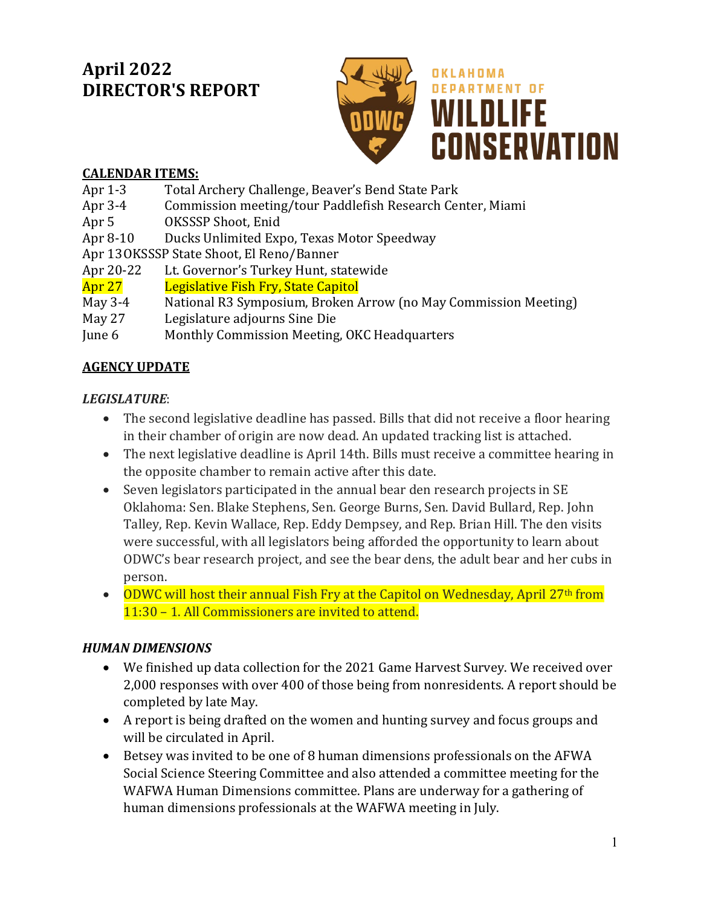# April 2022
# DIRECTOR'S REPORT

OKLAHOMA DEPARTMENT OF WILDLIFE CONSERVATION

**CALENDAR ITEMS:**

| | |
|---|---|
| Apr 1-3 | Total Archery Challenge, Beaver's Bend State Park |
| Apr 3-4 | Commission meeting/tour Paddlefish Research Center, Miami |
| Apr 5 | OKSSSP Shoot, Enid |
| Apr 8-10 | Ducks Unlimited Expo, Texas Motor Speedway |
| Apr 13 | OKSSSP State Shoot, El Reno/Banner |
| Apr 20-22 | Lt. Governor's Turkey Hunt, statewide |
| Apr 27 | Legislative Fish Fry, State Capitol |
| May 3-4 | National R3 Symposium, Broken Arrow (no May Commission Meeting) |
| May 27 | Legislature adjourns Sine Die |
| June 6 | Monthly Commission Meeting, OKC Headquarters |

**AGENCY UPDATE**

***LEGISLATURE***:

- The second legislative deadline has passed. Bills that did not receive a floor hearing in their chamber of origin are now dead. An updated tracking list is attached.
- The next legislative deadline is April 14th. Bills must receive a committee hearing in the opposite chamber to remain active after this date.
- Seven legislators participated in the annual bear den research projects in SE Oklahoma: Sen. Blake Stephens, Sen. George Burns, Sen. David Bullard, Rep. John Talley, Rep. Kevin Wallace, Rep. Eddy Dempsey, and Rep. Brian Hill. The den visits were successful, with all legislators being afforded the opportunity to learn about ODWC's bear research project, and see the bear dens, the adult bear and her cubs in person.
- ODWC will host their annual Fish Fry at the Capitol on Wednesday, April 27th from 11:30 – 1. All Commissioners are invited to attend.

***HUMAN DIMENSIONS***

- We finished up data collection for the 2021 Game Harvest Survey. We received over 2,000 responses with over 400 of those being from nonresidents. A report should be completed by late May.
- A report is being drafted on the women and hunting survey and focus groups and will be circulated in April.
- Betsey was invited to be one of 8 human dimensions professionals on the AFWA Social Science Steering Committee and also attended a committee meeting for the WAFWA Human Dimensions committee. Plans are underway for a gathering of human dimensions professionals at the WAFWA meeting in July.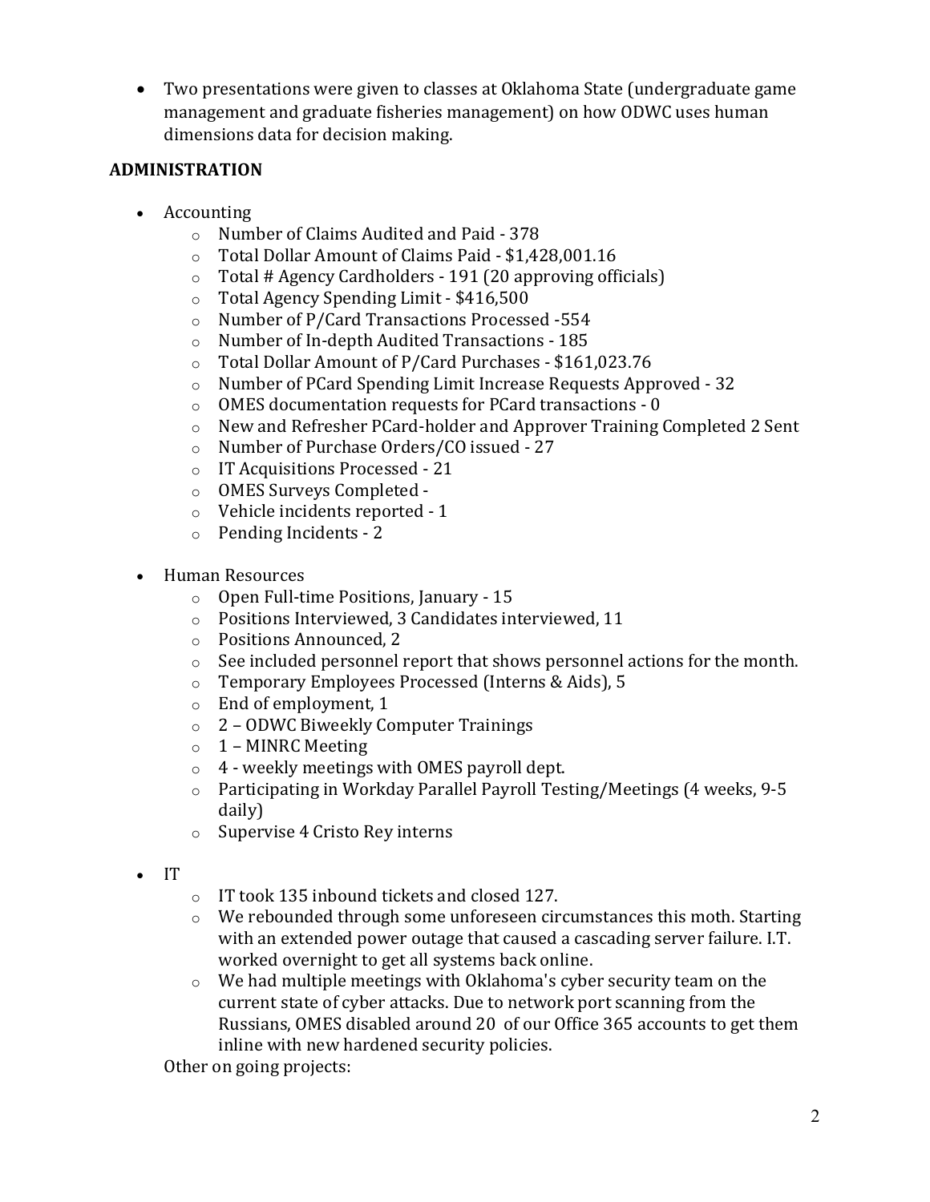- Two presentations were given to classes at Oklahoma State (undergraduate game management and graduate fisheries management) on how ODWC uses human dimensions data for decision making.

## ADMINISTRATION

- Accounting
  - Number of Claims Audited and Paid - 378
  - Total Dollar Amount of Claims Paid - $1,428,001.16
  - Total # Agency Cardholders - 191 (20 approving officials)
  - Total Agency Spending Limit - $416,500
  - Number of P/Card Transactions Processed -554
  - Number of In-depth Audited Transactions - 185
  - Total Dollar Amount of P/Card Purchases - $161,023.76
  - Number of PCard Spending Limit Increase Requests Approved - 32
  - OMES documentation requests for PCard transactions - 0
  - New and Refresher PCard-holder and Approver Training Completed 2 Sent
  - Number of Purchase Orders/CO issued - 27
  - IT Acquisitions Processed - 21
  - OMES Surveys Completed -
  - Vehicle incidents reported - 1
  - Pending Incidents - 2

- Human Resources
  - Open Full-time Positions, January - 15
  - Positions Interviewed, 3 Candidates interviewed, 11
  - Positions Announced, 2
  - See included personnel report that shows personnel actions for the month.
  - Temporary Employees Processed (Interns & Aids), 5
  - End of employment, 1
  - 2 – ODWC Biweekly Computer Trainings
  - 1 – MINRC Meeting
  - 4 - weekly meetings with OMES payroll dept.
  - Participating in Workday Parallel Payroll Testing/Meetings (4 weeks, 9-5 daily)
  - Supervise 4 Cristo Rey interns

- IT
  - IT took 135 inbound tickets and closed 127.
  - We rebounded through some unforeseen circumstances this moth. Starting with an extended power outage that caused a cascading server failure. I.T. worked overnight to get all systems back online.
  - We had multiple meetings with Oklahoma's cyber security team on the current state of cyber attacks. Due to network port scanning from the Russians, OMES disabled around 20 of our Office 365 accounts to get them inline with new hardened security policies.

  Other on going projects: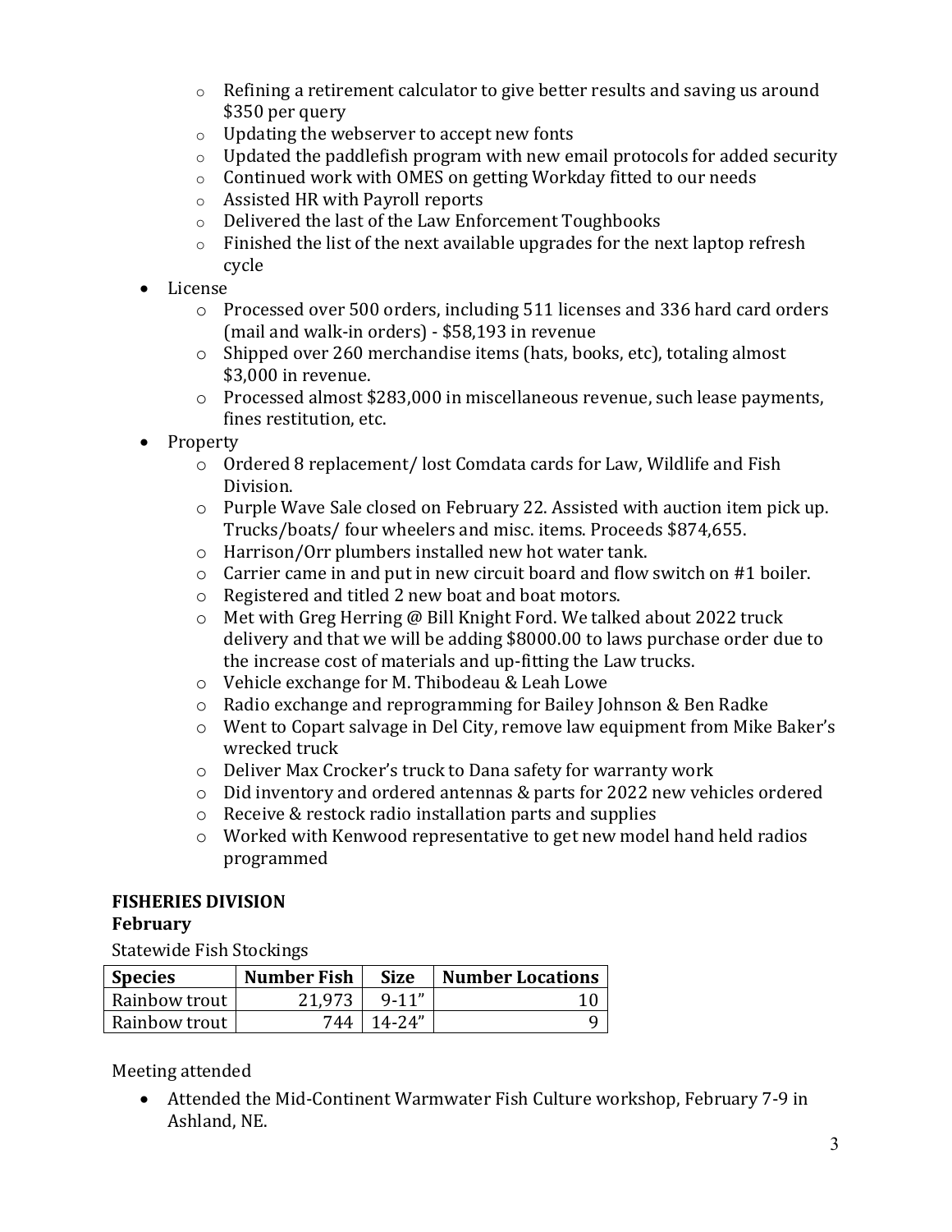- Refining a retirement calculator to give better results and saving us around $350 per query
  - Updating the webserver to accept new fonts
  - Updated the paddlefish program with new email protocols for added security
  - Continued work with OMES on getting Workday fitted to our needs
  - Assisted HR with Payroll reports
  - Delivered the last of the Law Enforcement Toughbooks
  - Finished the list of the next available upgrades for the next laptop refresh cycle
- License
  - Processed over 500 orders, including 511 licenses and 336 hard card orders (mail and walk-in orders) - $58,193 in revenue
  - Shipped over 260 merchandise items (hats, books, etc), totaling almost $3,000 in revenue.
  - Processed almost $283,000 in miscellaneous revenue, such lease payments, fines restitution, etc.
- Property
  - Ordered 8 replacement/ lost Comdata cards for Law, Wildlife and Fish Division.
  - Purple Wave Sale closed on February 22. Assisted with auction item pick up. Trucks/boats/ four wheelers and misc. items. Proceeds $874,655.
  - Harrison/Orr plumbers installed new hot water tank.
  - Carrier came in and put in new circuit board and flow switch on #1 boiler.
  - Registered and titled 2 new boat and boat motors.
  - Met with Greg Herring @ Bill Knight Ford. We talked about 2022 truck delivery and that we will be adding $8000.00 to laws purchase order due to the increase cost of materials and up-fitting the Law trucks.
  - Vehicle exchange for M. Thibodeau & Leah Lowe
  - Radio exchange and reprogramming for Bailey Johnson & Ben Radke
  - Went to Copart salvage in Del City, remove law equipment from Mike Baker's wrecked truck
  - Deliver Max Crocker's truck to Dana safety for warranty work
  - Did inventory and ordered antennas & parts for 2022 new vehicles ordered
  - Receive & restock radio installation parts and supplies
  - Worked with Kenwood representative to get new model hand held radios programmed

**FISHERIES DIVISION**

**February**

Statewide Fish Stockings

| Species | Number Fish | Size | Number Locations |
|---|---|---|---|
| Rainbow trout | 21,973 | 9-11" | 10 |
| Rainbow trout | 744 | 14-24" | 9 |

Meeting attended

- Attended the Mid-Continent Warmwater Fish Culture workshop, February 7-9 in Ashland, NE.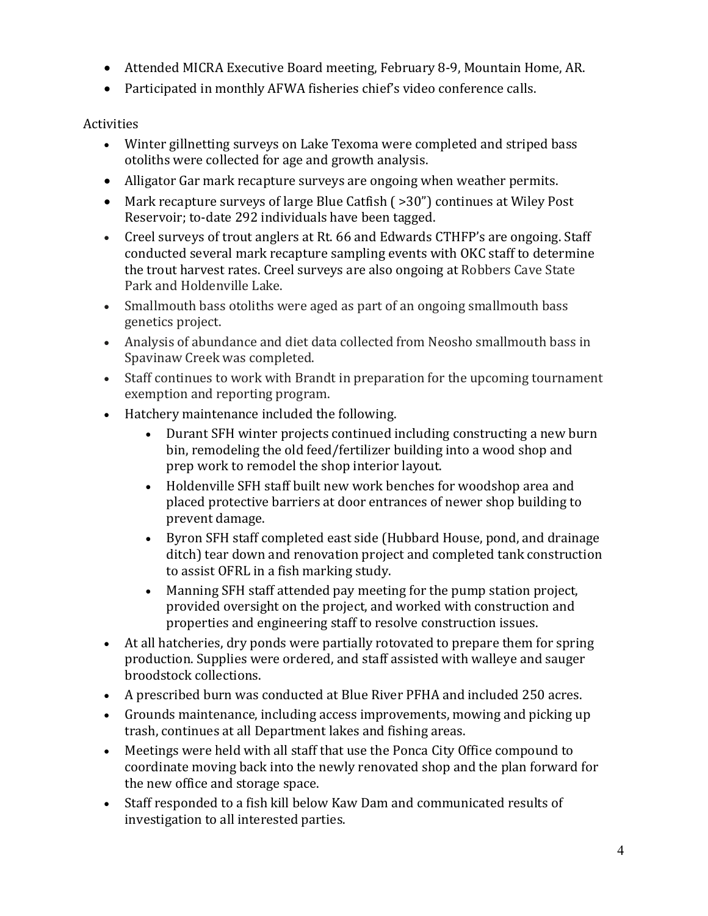- Attended MICRA Executive Board meeting, February 8-9, Mountain Home, AR.
- Participated in monthly AFWA fisheries chief's video conference calls.

Activities

- Winter gillnetting surveys on Lake Texoma were completed and striped bass otoliths were collected for age and growth analysis.
- Alligator Gar mark recapture surveys are ongoing when weather permits.
- Mark recapture surveys of large Blue Catfish ( >30") continues at Wiley Post Reservoir; to-date 292 individuals have been tagged.
- Creel surveys of trout anglers at Rt. 66 and Edwards CTHFP's are ongoing. Staff conducted several mark recapture sampling events with OKC staff to determine the trout harvest rates. Creel surveys are also ongoing at Robbers Cave State Park and Holdenville Lake.
- Smallmouth bass otoliths were aged as part of an ongoing smallmouth bass genetics project.
- Analysis of abundance and diet data collected from Neosho smallmouth bass in Spavinaw Creek was completed.
- Staff continues to work with Brandt in preparation for the upcoming tournament exemption and reporting program.
- Hatchery maintenance included the following.
  - Durant SFH winter projects continued including constructing a new burn bin, remodeling the old feed/fertilizer building into a wood shop and prep work to remodel the shop interior layout.
  - Holdenville SFH staff built new work benches for woodshop area and placed protective barriers at door entrances of newer shop building to prevent damage.
  - Byron SFH staff completed east side (Hubbard House, pond, and drainage ditch) tear down and renovation project and completed tank construction to assist OFRL in a fish marking study.
  - Manning SFH staff attended pay meeting for the pump station project, provided oversight on the project, and worked with construction and properties and engineering staff to resolve construction issues.
- At all hatcheries, dry ponds were partially rotovated to prepare them for spring production. Supplies were ordered, and staff assisted with walleye and sauger broodstock collections.
- A prescribed burn was conducted at Blue River PFHA and included 250 acres.
- Grounds maintenance, including access improvements, mowing and picking up trash, continues at all Department lakes and fishing areas.
- Meetings were held with all staff that use the Ponca City Office compound to coordinate moving back into the newly renovated shop and the plan forward for the new office and storage space.
- Staff responded to a fish kill below Kaw Dam and communicated results of investigation to all interested parties.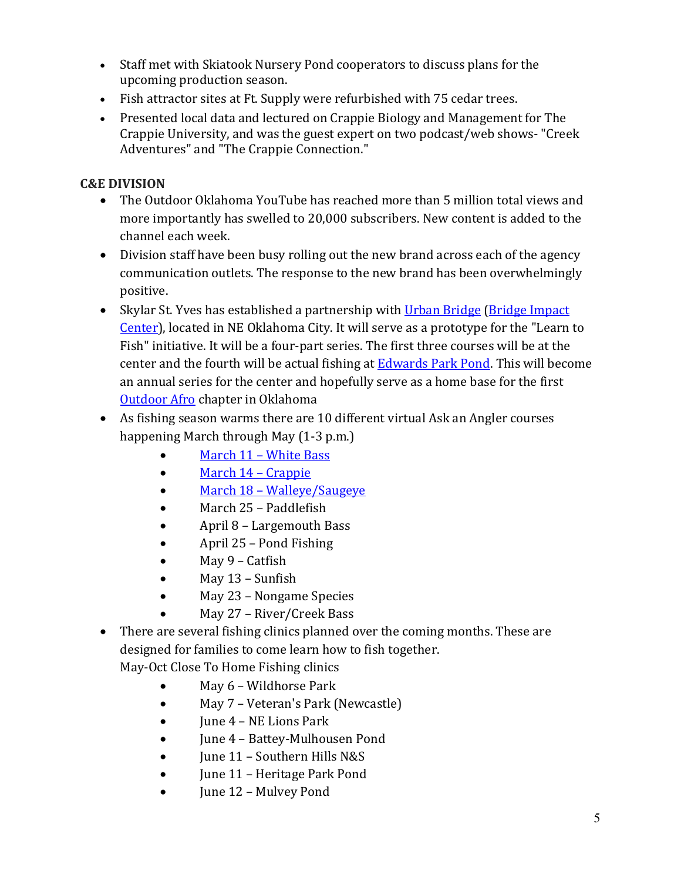- Staff met with Skiatook Nursery Pond cooperators to discuss plans for the upcoming production season.
- Fish attractor sites at Ft. Supply were refurbished with 75 cedar trees.
- Presented local data and lectured on Crappie Biology and Management for The Crappie University, and was the guest expert on two podcast/web shows- "Creek Adventures" and "The Crappie Connection."

**C&E DIVISION**

- The Outdoor Oklahoma YouTube has reached more than 5 million total views and more importantly has swelled to 20,000 subscribers. New content is added to the channel each week.
- Division staff have been busy rolling out the new brand across each of the agency communication outlets. The response to the new brand has been overwhelmingly positive.
- Skylar St. Yves has established a partnership with Urban Bridge (Bridge Impact Center), located in NE Oklahoma City. It will serve as a prototype for the "Learn to Fish" initiative. It will be a four-part series. The first three courses will be at the center and the fourth will be actual fishing at Edwards Park Pond. This will become an annual series for the center and hopefully serve as a home base for the first Outdoor Afro chapter in Oklahoma
- As fishing season warms there are 10 different virtual Ask an Angler courses happening March through May (1-3 p.m.)
  - March 11 – White Bass
  - March 14 – Crappie
  - March 18 – Walleye/Saugeye
  - March 25 – Paddlefish
  - April 8 – Largemouth Bass
  - April 25 – Pond Fishing
  - May 9 – Catfish
  - May 13 – Sunfish
  - May 23 – Nongame Species
  - May 27 – River/Creek Bass
- There are several fishing clinics planned over the coming months. These are designed for families to come learn how to fish together.
  May-Oct Close To Home Fishing clinics
  - May 6 – Wildhorse Park
  - May 7 – Veteran's Park (Newcastle)
  - June 4 – NE Lions Park
  - June 4 – Battey-Mulhousen Pond
  - June 11 – Southern Hills N&S
  - June 11 – Heritage Park Pond
  - June 12 – Mulvey Pond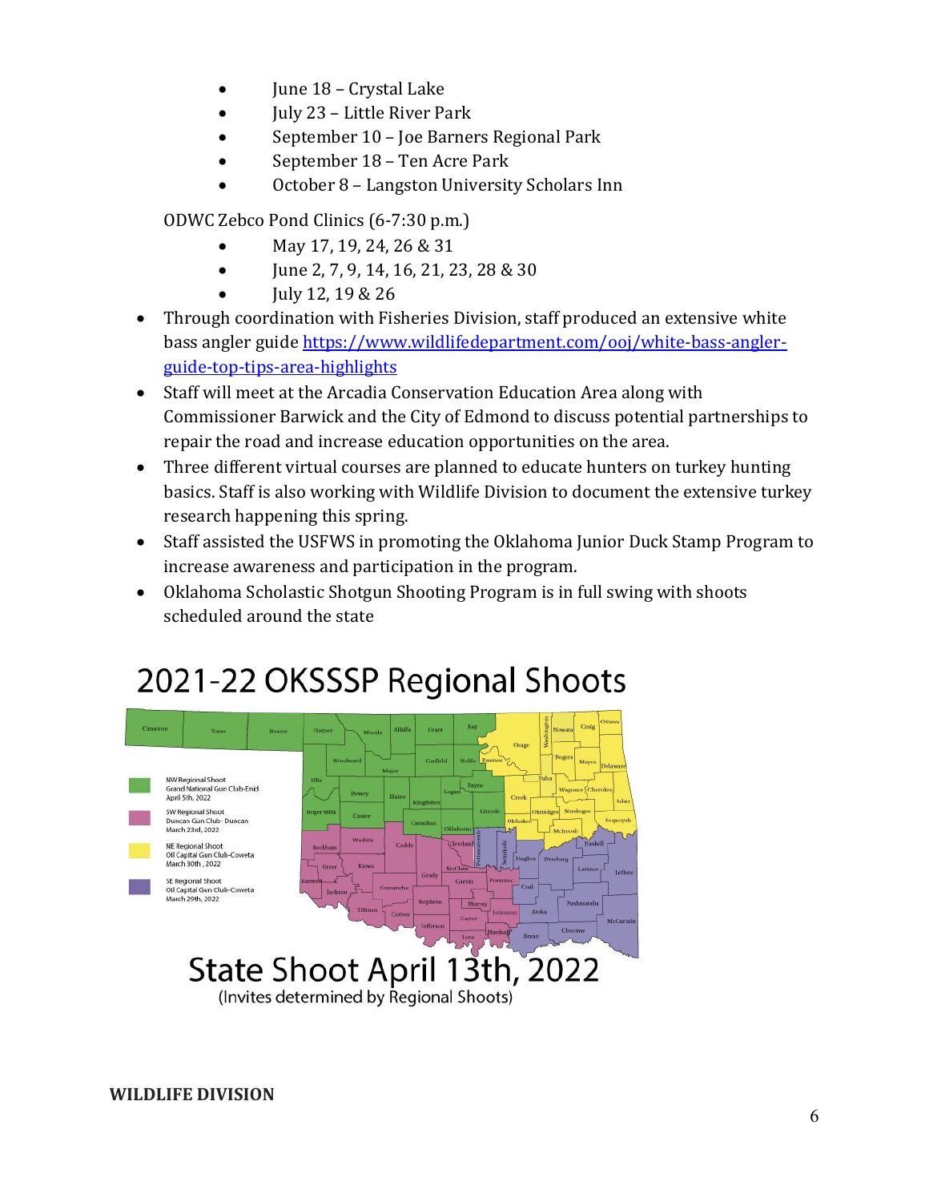- June 18 – Crystal Lake
- July 23 – Little River Park
- September 10 – Joe Barners Regional Park
- September 18 – Ten Acre Park
- October 8 – Langston University Scholars Inn

ODWC Zebco Pond Clinics (6-7:30 p.m.)

- May 17, 19, 24, 26 & 31
- June 2, 7, 9, 14, 16, 21, 23, 28 & 30
- July 12, 19 & 26

- Through coordination with Fisheries Division, staff produced an extensive white bass angler guide [https://www.wildlifedepartment.com/ooj/white-bass-angler-guide-top-tips-area-highlights](https://www.wildlifedepartment.com/ooj/white-bass-angler-guide-top-tips-area-highlights)
- Staff will meet at the Arcadia Conservation Education Area along with Commissioner Barwick and the City of Edmond to discuss potential partnerships to repair the road and increase education opportunities on the area.
- Three different virtual courses are planned to educate hunters on turkey hunting basics. Staff is also working with Wildlife Division to document the extensive turkey research happening this spring.
- Staff assisted the USFWS in promoting the Oklahoma Junior Duck Stamp Program to increase awareness and participation in the program.
- Oklahoma Scholastic Shotgun Shooting Program is in full swing with shoots scheduled around the state

# 2021-22 OKSSSP Regional Shoots

NW Regional Shoot
Grand National Gun Club-Enid
April 5th, 2022

SW Regional Shoot
Duncan Gun Club- Duncan
March 23rd, 2022

NE Regional Shoot
Oil Capital Gun Club-Coweta
March 30th, 2022

SE Regional Shoot
Oil Capital Gun Club-Coweta
March 29th, 2022

## State Shoot April 13th, 2022

(Invites determined by Regional Shoots)

**WILDLIFE DIVISION**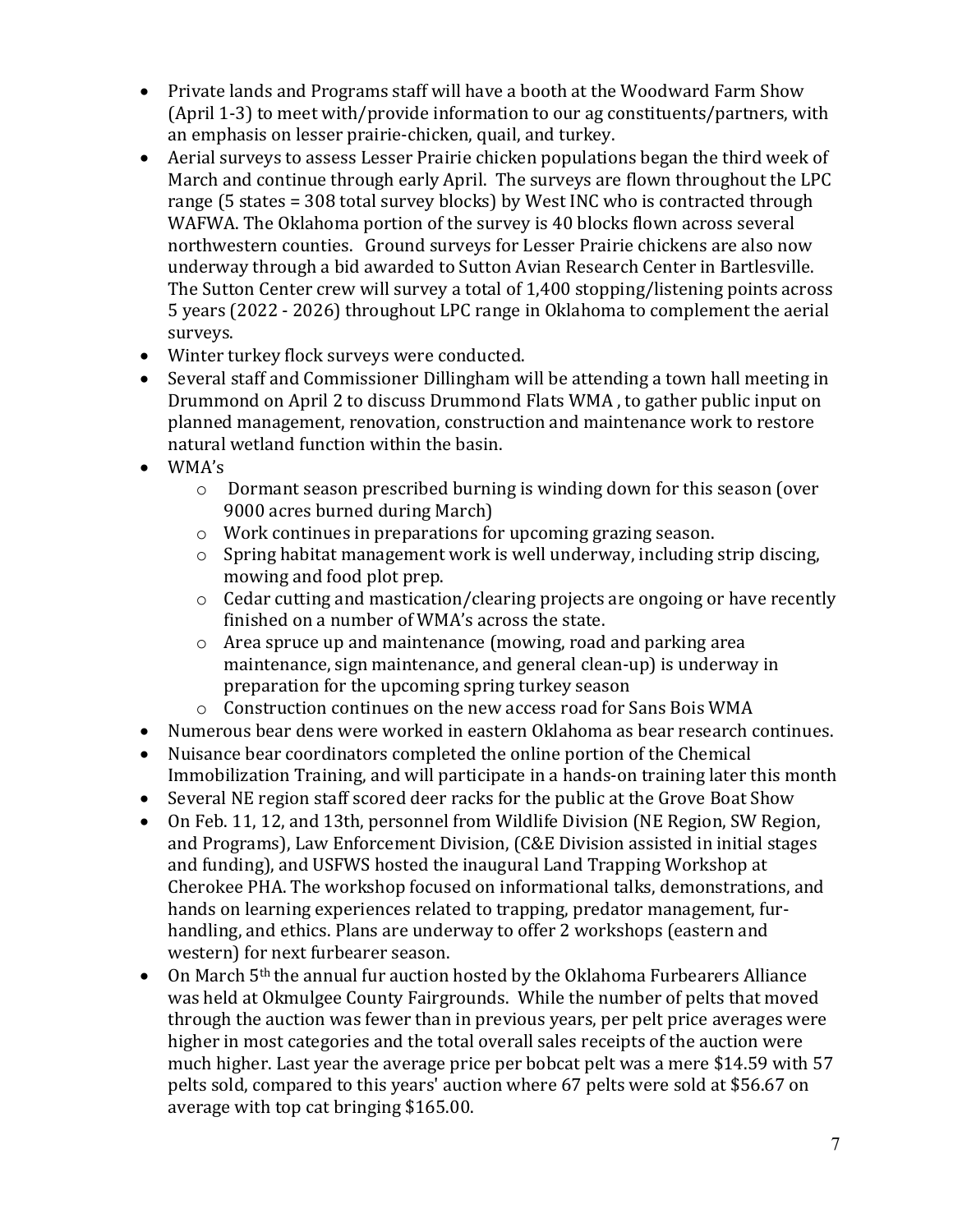- Private lands and Programs staff will have a booth at the Woodward Farm Show (April 1-3) to meet with/provide information to our ag constituents/partners, with an emphasis on lesser prairie-chicken, quail, and turkey.
- Aerial surveys to assess Lesser Prairie chicken populations began the third week of March and continue through early April. The surveys are flown throughout the LPC range (5 states = 308 total survey blocks) by West INC who is contracted through WAFWA. The Oklahoma portion of the survey is 40 blocks flown across several northwestern counties. Ground surveys for Lesser Prairie chickens are also now underway through a bid awarded to Sutton Avian Research Center in Bartlesville. The Sutton Center crew will survey a total of 1,400 stopping/listening points across 5 years (2022 - 2026) throughout LPC range in Oklahoma to complement the aerial surveys.
- Winter turkey flock surveys were conducted.
- Several staff and Commissioner Dillingham will be attending a town hall meeting in Drummond on April 2 to discuss Drummond Flats WMA , to gather public input on planned management, renovation, construction and maintenance work to restore natural wetland function within the basin.
- WMA's
  - Dormant season prescribed burning is winding down for this season (over 9000 acres burned during March)
  - Work continues in preparations for upcoming grazing season.
  - Spring habitat management work is well underway, including strip discing, mowing and food plot prep.
  - Cedar cutting and mastication/clearing projects are ongoing or have recently finished on a number of WMA's across the state.
  - Area spruce up and maintenance (mowing, road and parking area maintenance, sign maintenance, and general clean-up) is underway in preparation for the upcoming spring turkey season
  - Construction continues on the new access road for Sans Bois WMA
- Numerous bear dens were worked in eastern Oklahoma as bear research continues.
- Nuisance bear coordinators completed the online portion of the Chemical Immobilization Training, and will participate in a hands-on training later this month
- Several NE region staff scored deer racks for the public at the Grove Boat Show
- On Feb. 11, 12, and 13th, personnel from Wildlife Division (NE Region, SW Region, and Programs), Law Enforcement Division, (C&E Division assisted in initial stages and funding), and USFWS hosted the inaugural Land Trapping Workshop at Cherokee PHA. The workshop focused on informational talks, demonstrations, and hands on learning experiences related to trapping, predator management, fur-handling, and ethics. Plans are underway to offer 2 workshops (eastern and western) for next furbearer season.
- On March 5th the annual fur auction hosted by the Oklahoma Furbearers Alliance was held at Okmulgee County Fairgrounds. While the number of pelts that moved through the auction was fewer than in previous years, per pelt price averages were higher in most categories and the total overall sales receipts of the auction were much higher. Last year the average price per bobcat pelt was a mere $14.59 with 57 pelts sold, compared to this years' auction where 67 pelts were sold at $56.67 on average with top cat bringing $165.00.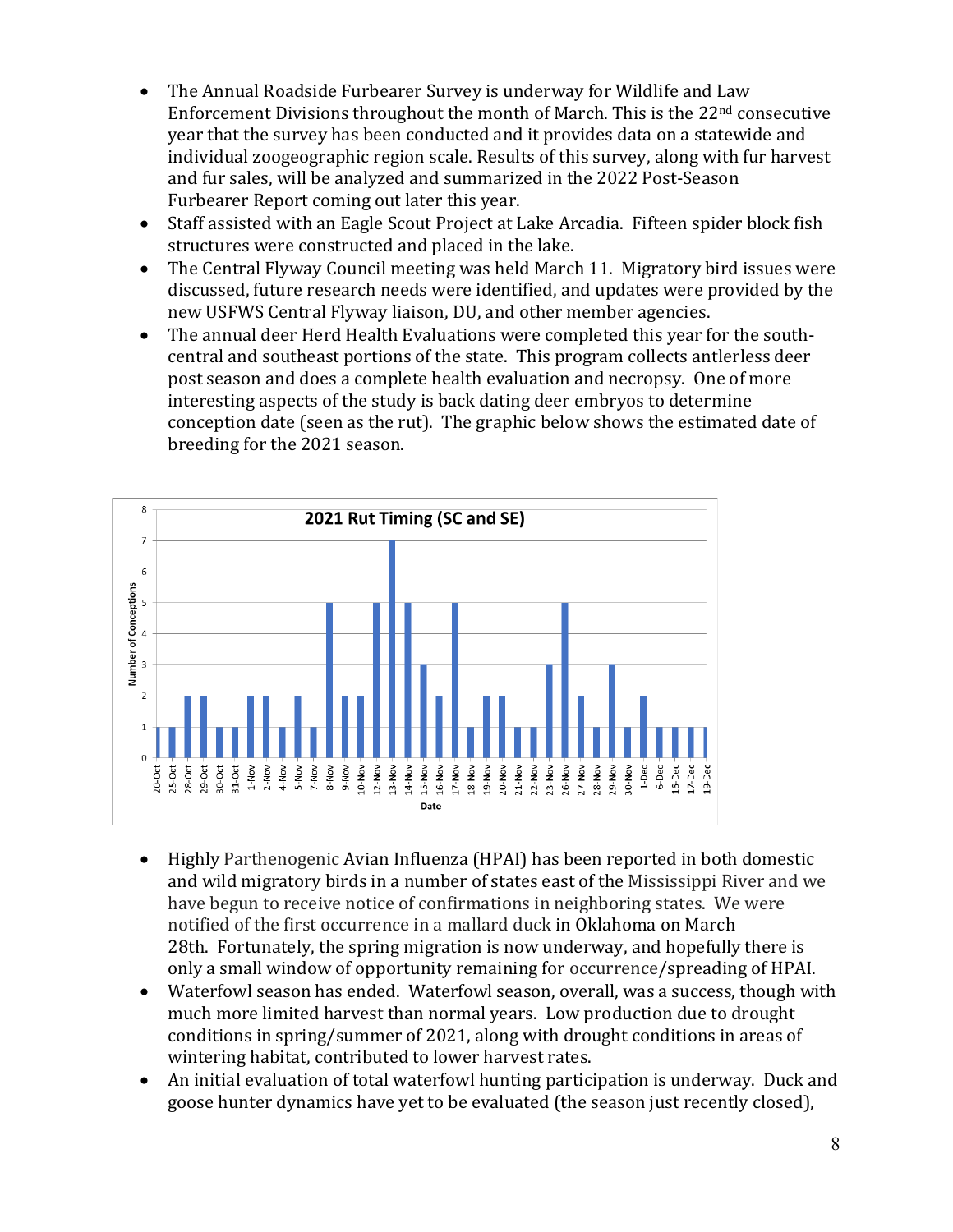- The Annual Roadside Furbearer Survey is underway for Wildlife and Law Enforcement Divisions throughout the month of March. This is the 22nd consecutive year that the survey has been conducted and it provides data on a statewide and individual zoogeographic region scale. Results of this survey, along with fur harvest and fur sales, will be analyzed and summarized in the 2022 Post-Season Furbearer Report coming out later this year.
- Staff assisted with an Eagle Scout Project at Lake Arcadia. Fifteen spider block fish structures were constructed and placed in the lake.
- The Central Flyway Council meeting was held March 11. Migratory bird issues were discussed, future research needs were identified, and updates were provided by the new USFWS Central Flyway liaison, DU, and other member agencies.
- The annual deer Herd Health Evaluations were completed this year for the south-central and southeast portions of the state. This program collects antlerless deer post season and does a complete health evaluation and necropsy. One of more interesting aspects of the study is back dating deer embryos to determine conception date (seen as the rut). The graphic below shows the estimated date of breeding for the 2021 season.

**2021 Rut Timing (SC and SE)**

| Date | Number of Conceptions |
|---|---|
| 20-Oct | 1 |
| 25-Oct | 1 |
| 28-Oct | 2 |
| 29-Oct | 2 |
| 30-Oct | 1 |
| 31-Oct | 1 |
| 1-Nov | 2 |
| 2-Nov | 2 |
| 4-Nov | 1 |
| 5-Nov | 2 |
| 7-Nov | 1 |
| 8-Nov | 5 |
| 9-Nov | 2 |
| 10-Nov | 2 |
| 12-Nov | 5 |
| 13-Nov | 7 |
| 14-Nov | 5 |
| 15-Nov | 3 |
| 16-Nov | 2 |
| 17-Nov | 5 |
| 18-Nov | 1 |
| 19-Nov | 2 |
| 20-Nov | 2 |
| 21-Nov | 1 |
| 22-Nov | 1 |
| 23-Nov | 3 |
| 26-Nov | 5 |
| 27-Nov | 2 |
| 28-Nov | 1 |
| 29-Nov | 3 |
| 30-Nov | 1 |
| 1-Dec | 2 |
| 6-Dec | 1 |
| 16-Dec | 1 |
| 17-Dec | 1 |
| 19-Dec | 1 |

- Highly Parthenogenic Avian Influenza (HPAI) has been reported in both domestic and wild migratory birds in a number of states east of the Mississippi River and we have begun to receive notice of confirmations in neighboring states. We were notified of the first occurrence in a mallard duck in Oklahoma on March 28th. Fortunately, the spring migration is now underway, and hopefully there is only a small window of opportunity remaining for occurrence/spreading of HPAI.
- Waterfowl season has ended. Waterfowl season, overall, was a success, though with much more limited harvest than normal years. Low production due to drought conditions in spring/summer of 2021, along with drought conditions in areas of wintering habitat, contributed to lower harvest rates.
- An initial evaluation of total waterfowl hunting participation is underway. Duck and goose hunter dynamics have yet to be evaluated (the season just recently closed),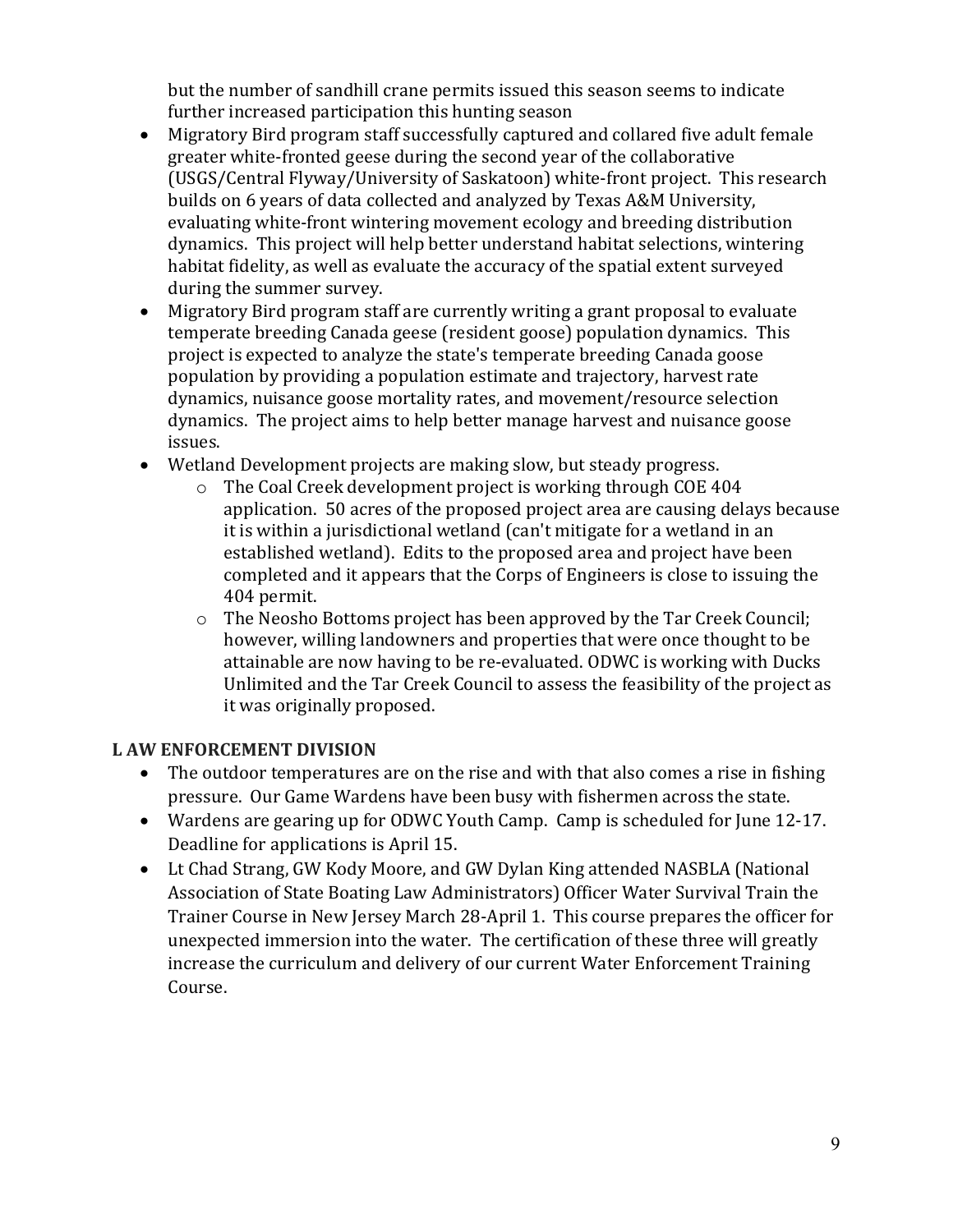but the number of sandhill crane permits issued this season seems to indicate further increased participation this hunting season

- Migratory Bird program staff successfully captured and collared five adult female greater white-fronted geese during the second year of the collaborative (USGS/Central Flyway/University of Saskatoon) white-front project. This research builds on 6 years of data collected and analyzed by Texas A&M University, evaluating white-front wintering movement ecology and breeding distribution dynamics. This project will help better understand habitat selections, wintering habitat fidelity, as well as evaluate the accuracy of the spatial extent surveyed during the summer survey.
- Migratory Bird program staff are currently writing a grant proposal to evaluate temperate breeding Canada geese (resident goose) population dynamics. This project is expected to analyze the state's temperate breeding Canada goose population by providing a population estimate and trajectory, harvest rate dynamics, nuisance goose mortality rates, and movement/resource selection dynamics. The project aims to help better manage harvest and nuisance goose issues.
- Wetland Development projects are making slow, but steady progress.
  - The Coal Creek development project is working through COE 404 application. 50 acres of the proposed project area are causing delays because it is within a jurisdictional wetland (can't mitigate for a wetland in an established wetland). Edits to the proposed area and project have been completed and it appears that the Corps of Engineers is close to issuing the 404 permit.
  - The Neosho Bottoms project has been approved by the Tar Creek Council; however, willing landowners and properties that were once thought to be attainable are now having to be re-evaluated. ODWC is working with Ducks Unlimited and the Tar Creek Council to assess the feasibility of the project as it was originally proposed.

## L AW ENFORCEMENT DIVISION

- The outdoor temperatures are on the rise and with that also comes a rise in fishing pressure. Our Game Wardens have been busy with fishermen across the state.
- Wardens are gearing up for ODWC Youth Camp. Camp is scheduled for June 12-17. Deadline for applications is April 15.
- Lt Chad Strang, GW Kody Moore, and GW Dylan King attended NASBLA (National Association of State Boating Law Administrators) Officer Water Survival Train the Trainer Course in New Jersey March 28-April 1. This course prepares the officer for unexpected immersion into the water. The certification of these three will greatly increase the curriculum and delivery of our current Water Enforcement Training Course.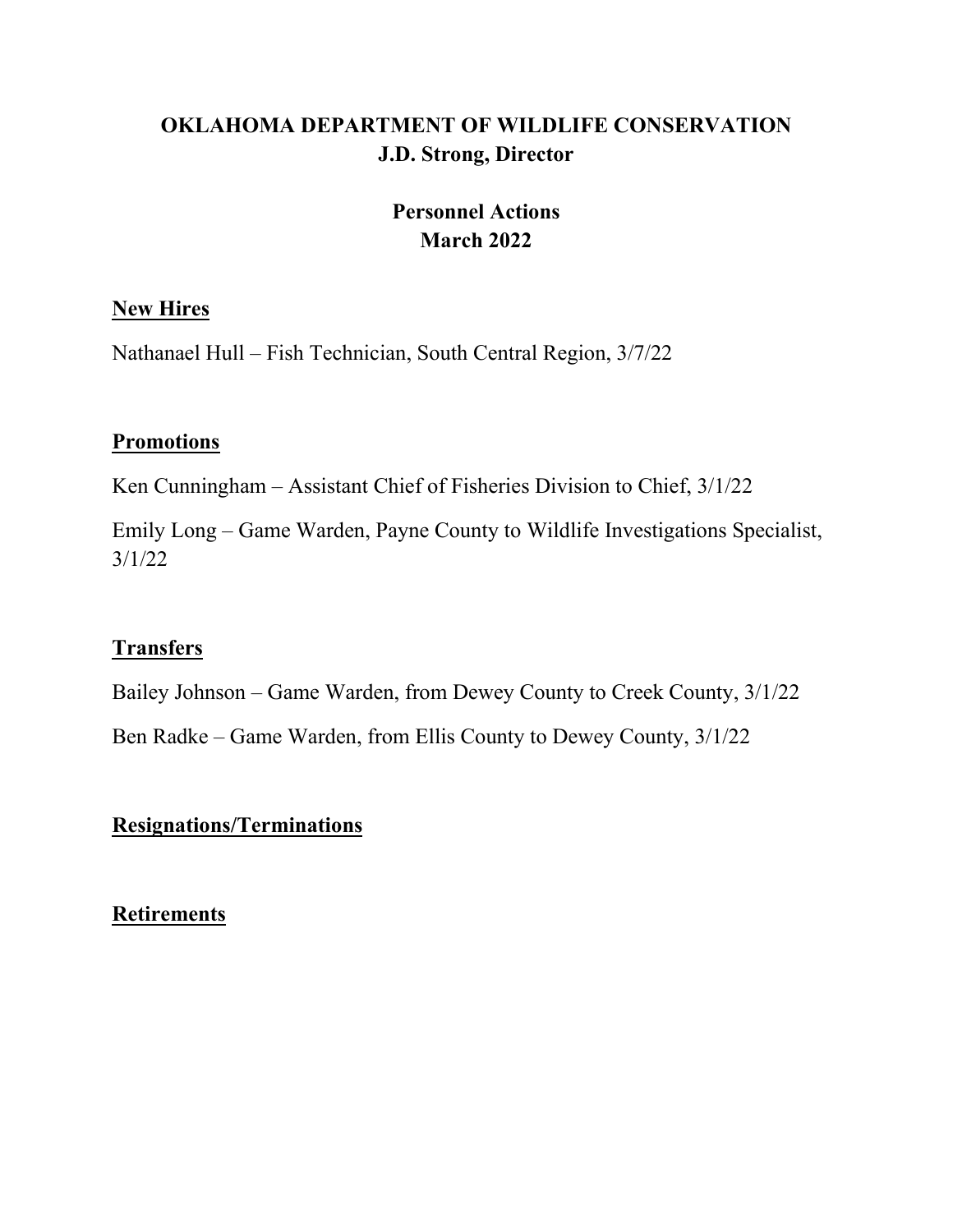# OKLAHOMA DEPARTMENT OF WILDLIFE CONSERVATION
## J.D. Strong, Director

## Personnel Actions
## March 2022

### New Hires

Nathanael Hull – Fish Technician, South Central Region, 3/7/22

### Promotions

Ken Cunningham – Assistant Chief of Fisheries Division to Chief, 3/1/22

Emily Long – Game Warden, Payne County to Wildlife Investigations Specialist, 3/1/22

### Transfers

Bailey Johnson – Game Warden, from Dewey County to Creek County, 3/1/22

Ben Radke – Game Warden, from Ellis County to Dewey County, 3/1/22

### Resignations/Terminations

### Retirements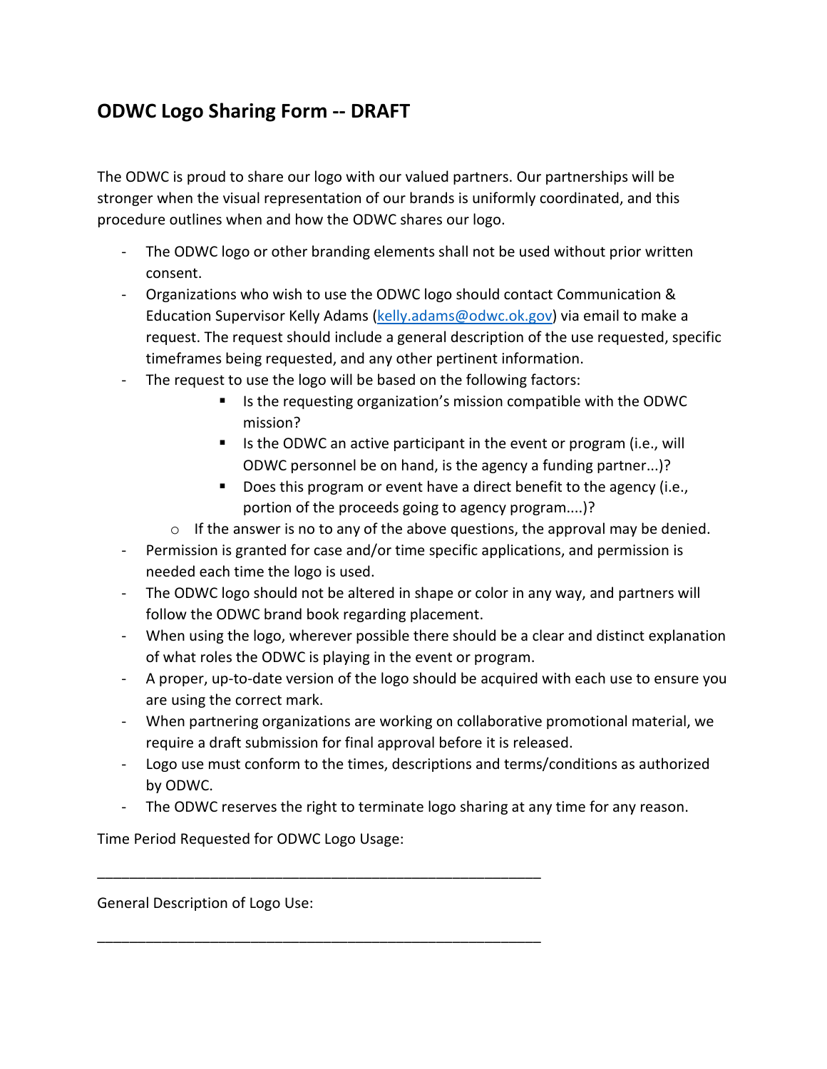## ODWC Logo Sharing Form -- DRAFT

The ODWC is proud to share our logo with our valued partners. Our partnerships will be stronger when the visual representation of our brands is uniformly coordinated, and this procedure outlines when and how the ODWC shares our logo.

- The ODWC logo or other branding elements shall not be used without prior written consent.
- Organizations who wish to use the ODWC logo should contact Communication & Education Supervisor Kelly Adams (kelly.adams@odwc.ok.gov) via email to make a request. The request should include a general description of the use requested, specific timeframes being requested, and any other pertinent information.
- The request to use the logo will be based on the following factors:
    - Is the requesting organization's mission compatible with the ODWC mission?
    - Is the ODWC an active participant in the event or program (i.e., will ODWC personnel be on hand, is the agency a funding partner...)?
    - Does this program or event have a direct benefit to the agency (i.e., portion of the proceeds going to agency program....)?
  - If the answer is no to any of the above questions, the approval may be denied.
- Permission is granted for case and/or time specific applications, and permission is needed each time the logo is used.
- The ODWC logo should not be altered in shape or color in any way, and partners will follow the ODWC brand book regarding placement.
- When using the logo, wherever possible there should be a clear and distinct explanation of what roles the ODWC is playing in the event or program.
- A proper, up-to-date version of the logo should be acquired with each use to ensure you are using the correct mark.
- When partnering organizations are working on collaborative promotional material, we require a draft submission for final approval before it is released.
- Logo use must conform to the times, descriptions and terms/conditions as authorized by ODWC.
- The ODWC reserves the right to terminate logo sharing at any time for any reason.

Time Period Requested for ODWC Logo Usage:

_______________________________________________________

General Description of Logo Use:

_______________________________________________________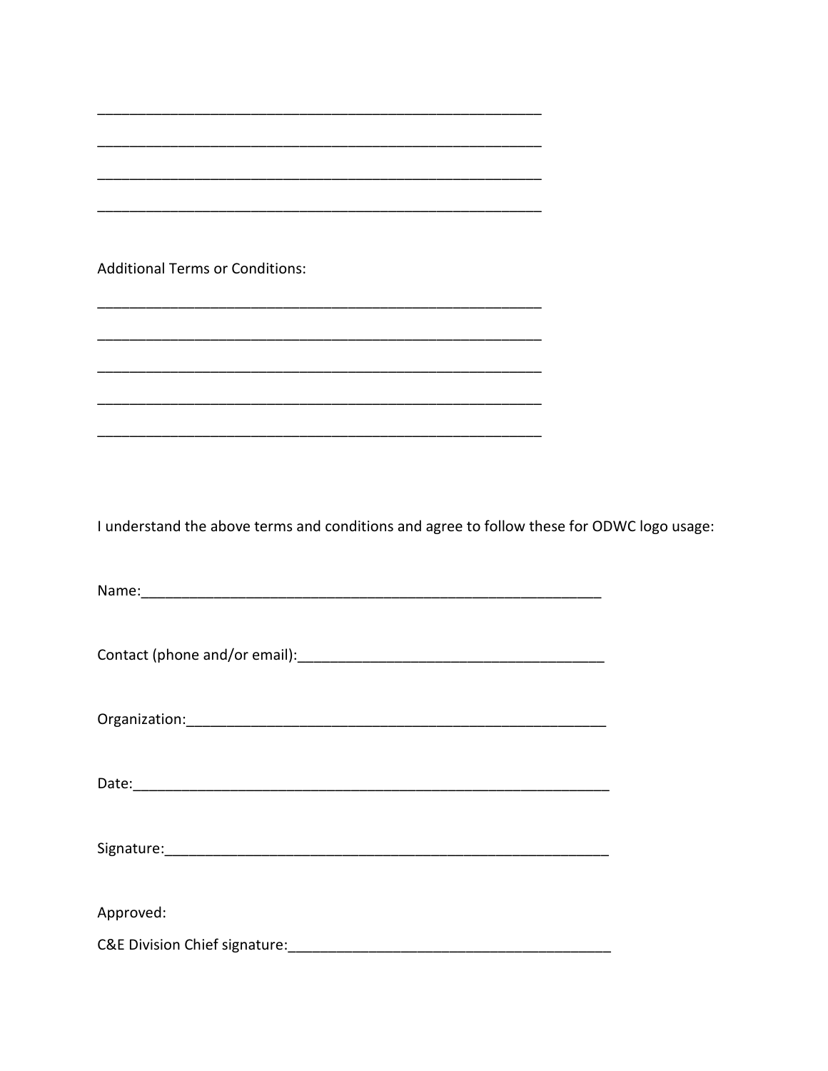\_\_\_\_\_\_\_\_\_\_\_\_\_\_\_\_\_\_\_\_\_\_\_\_\_\_\_\_\_\_\_\_\_\_\_\_\_\_\_\_\_\_\_\_\_\_\_\_\_\_\_\_\_\_\_\_\_\_

\_\_\_\_\_\_\_\_\_\_\_\_\_\_\_\_\_\_\_\_\_\_\_\_\_\_\_\_\_\_\_\_\_\_\_\_\_\_\_\_\_\_\_\_\_\_\_\_\_\_\_\_\_\_\_\_\_\_

\_\_\_\_\_\_\_\_\_\_\_\_\_\_\_\_\_\_\_\_\_\_\_\_\_\_\_\_\_\_\_\_\_\_\_\_\_\_\_\_\_\_\_\_\_\_\_\_\_\_\_\_\_\_\_\_\_\_

\_\_\_\_\_\_\_\_\_\_\_\_\_\_\_\_\_\_\_\_\_\_\_\_\_\_\_\_\_\_\_\_\_\_\_\_\_\_\_\_\_\_\_\_\_\_\_\_\_\_\_\_\_\_\_\_\_\_

Additional Terms or Conditions:

\_\_\_\_\_\_\_\_\_\_\_\_\_\_\_\_\_\_\_\_\_\_\_\_\_\_\_\_\_\_\_\_\_\_\_\_\_\_\_\_\_\_\_\_\_\_\_\_\_\_\_\_\_\_\_\_\_\_

\_\_\_\_\_\_\_\_\_\_\_\_\_\_\_\_\_\_\_\_\_\_\_\_\_\_\_\_\_\_\_\_\_\_\_\_\_\_\_\_\_\_\_\_\_\_\_\_\_\_\_\_\_\_\_\_\_\_

\_\_\_\_\_\_\_\_\_\_\_\_\_\_\_\_\_\_\_\_\_\_\_\_\_\_\_\_\_\_\_\_\_\_\_\_\_\_\_\_\_\_\_\_\_\_\_\_\_\_\_\_\_\_\_\_\_\_

\_\_\_\_\_\_\_\_\_\_\_\_\_\_\_\_\_\_\_\_\_\_\_\_\_\_\_\_\_\_\_\_\_\_\_\_\_\_\_\_\_\_\_\_\_\_\_\_\_\_\_\_\_\_\_\_\_\_

\_\_\_\_\_\_\_\_\_\_\_\_\_\_\_\_\_\_\_\_\_\_\_\_\_\_\_\_\_\_\_\_\_\_\_\_\_\_\_\_\_\_\_\_\_\_\_\_\_\_\_\_\_\_\_\_\_\_

I understand the above terms and conditions and agree to follow these for ODWC logo usage:

Name:\_\_\_\_\_\_\_\_\_\_\_\_\_\_\_\_\_\_\_\_\_\_\_\_\_\_\_\_\_\_\_\_\_\_\_\_\_\_\_\_\_\_\_\_\_\_\_\_\_\_\_\_\_\_\_\_

Contact (phone and/or email):\_\_\_\_\_\_\_\_\_\_\_\_\_\_\_\_\_\_\_\_\_\_\_\_\_\_\_\_\_\_\_\_\_\_\_\_\_\_

Organization:\_\_\_\_\_\_\_\_\_\_\_\_\_\_\_\_\_\_\_\_\_\_\_\_\_\_\_\_\_\_\_\_\_\_\_\_\_\_\_\_\_\_\_\_\_\_\_\_\_\_\_

Date:\_\_\_\_\_\_\_\_\_\_\_\_\_\_\_\_\_\_\_\_\_\_\_\_\_\_\_\_\_\_\_\_\_\_\_\_\_\_\_\_\_\_\_\_\_\_\_\_\_\_\_\_\_\_\_\_\_\_

Signature:\_\_\_\_\_\_\_\_\_\_\_\_\_\_\_\_\_\_\_\_\_\_\_\_\_\_\_\_\_\_\_\_\_\_\_\_\_\_\_\_\_\_\_\_\_\_\_\_\_\_\_\_\_\_

Approved:

C&E Division Chief signature:\_\_\_\_\_\_\_\_\_\_\_\_\_\_\_\_\_\_\_\_\_\_\_\_\_\_\_\_\_\_\_\_\_\_\_\_\_\_\_\_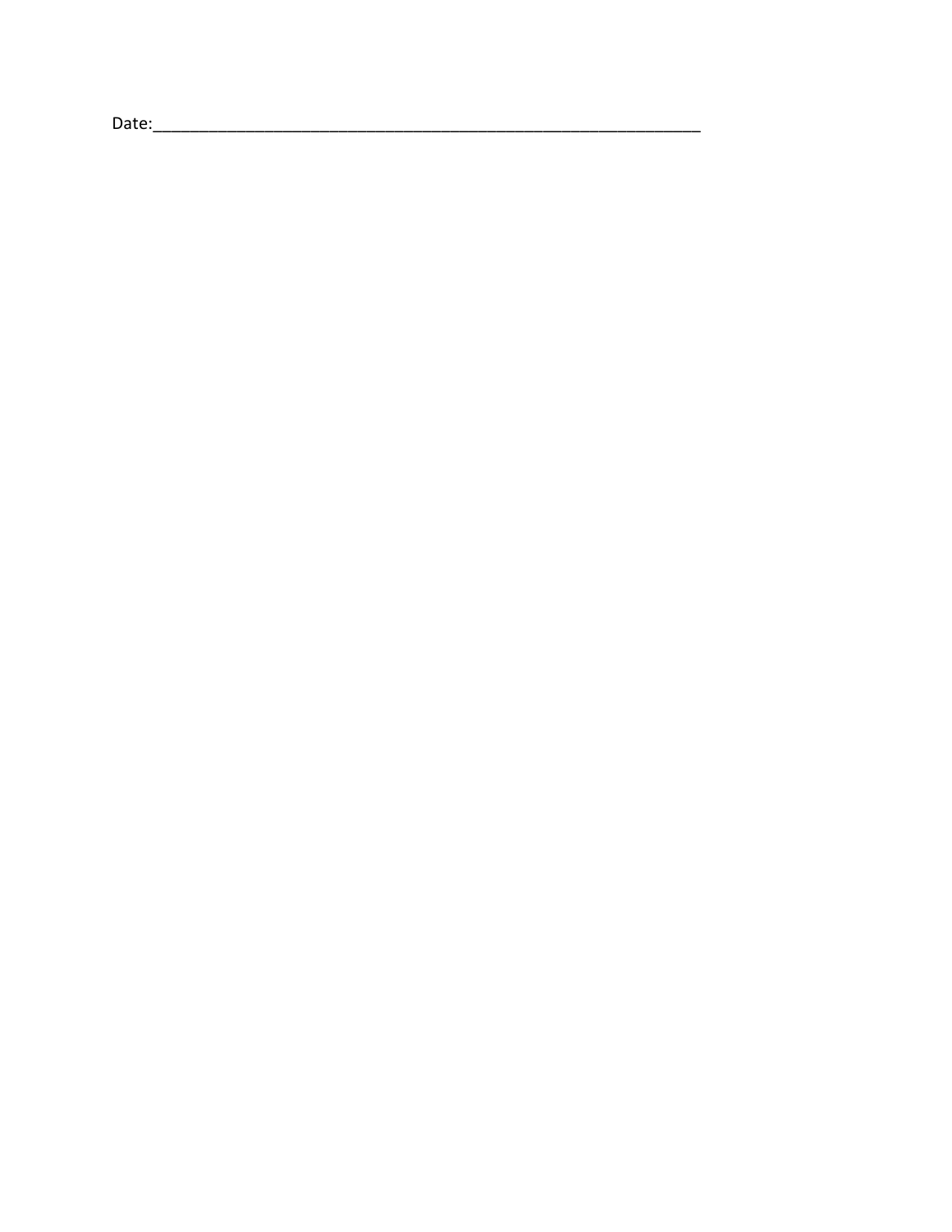Date:____________________________________________________________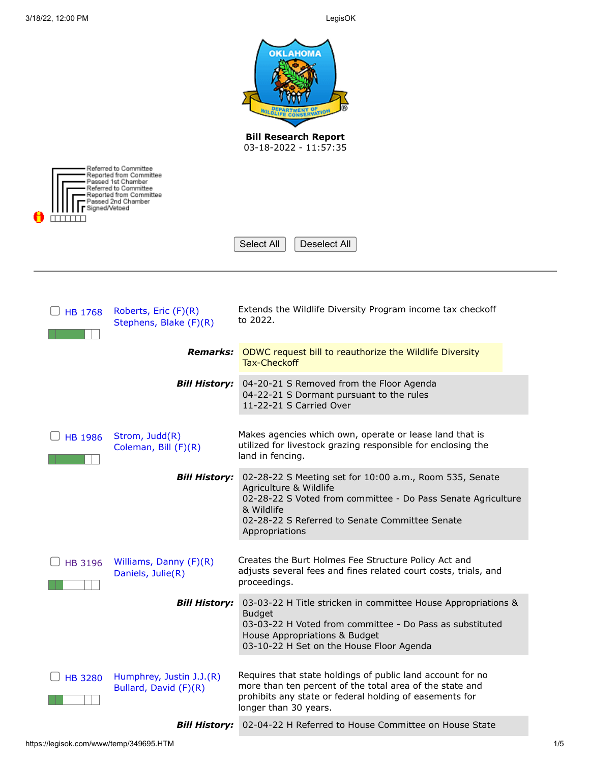**Bill Research Report**
03-18-2022 - 11:57:35

Referred to Committee
Reported from Committee
Passed 1st Chamber
Referred to Committee
Reported from Committee
Passed 2nd Chamber
Signed/Vetoed

Select All | Deselect All

---

**HB 1768** — Roberts, Eric (F)(R); Stephens, Blake (F)(R)

Extends the Wildlife Diversity Program income tax checkoff to 2022.

***Remarks:*** ODWC request bill to reauthorize the Wildlife Diversity Tax-Checkoff

***Bill History:***
04-20-21 S Removed from the Floor Agenda
04-22-21 S Dormant pursuant to the rules
11-22-21 S Carried Over

**HB 1986** — Strom, Judd(R); Coleman, Bill (F)(R)

Makes agencies which own, operate or lease land that is utilized for livestock grazing responsible for enclosing the land in fencing.

***Bill History:***
02-28-22 S Meeting set for 10:00 a.m., Room 535, Senate Agriculture & Wildlife
02-28-22 S Voted from committee - Do Pass Senate Agriculture & Wildlife
02-28-22 S Referred to Senate Committee Senate Appropriations

**HB 3196** — Williams, Danny (F)(R); Daniels, Julie(R)

Creates the Burt Holmes Fee Structure Policy Act and adjusts several fees and fines related court costs, trials, and proceedings.

***Bill History:***
03-03-22 H Title stricken in committee House Appropriations & Budget
03-03-22 H Voted from committee - Do Pass as substituted House Appropriations & Budget
03-10-22 H Set on the House Floor Agenda

**HB 3280** — Humphrey, Justin J.J.(R); Bullard, David (F)(R)

Requires that state holdings of public land account for no more than ten percent of the total area of the state and prohibits any state or federal holding of easements for longer than 30 years.

***Bill History:*** 02-04-22 H Referred to House Committee on House State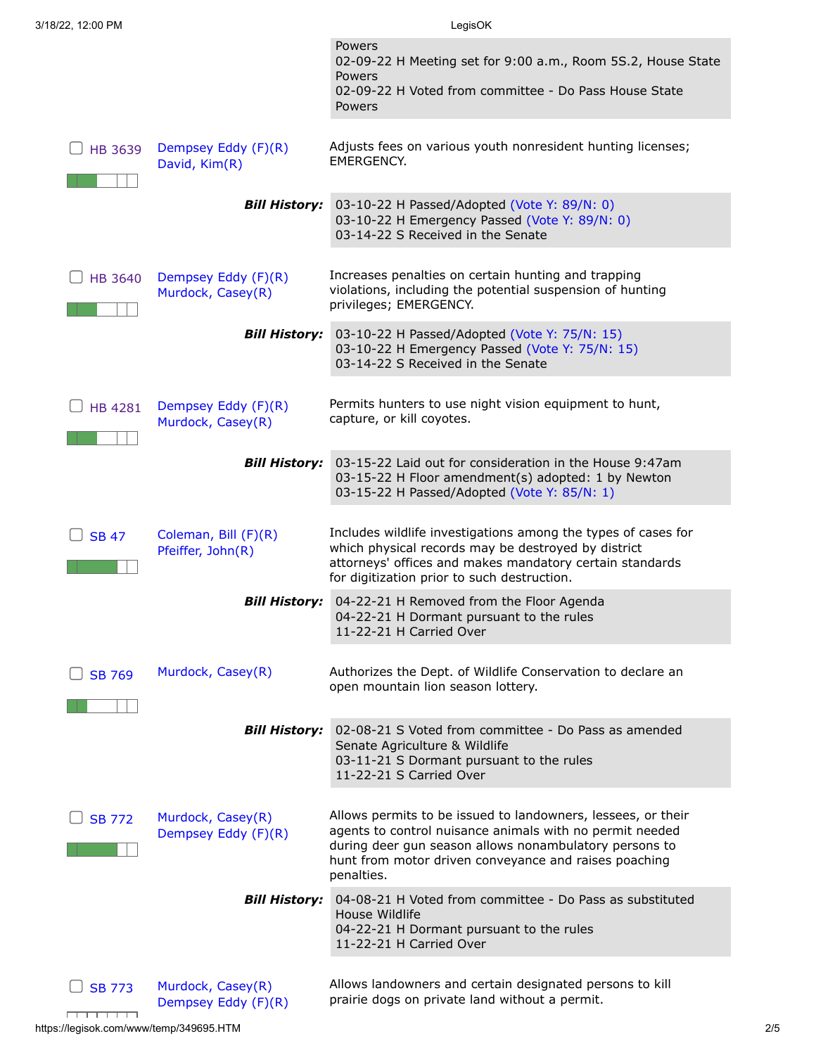Powers
02-09-22 H Meeting set for 9:00 a.m., Room 5S.2, House State Powers
02-09-22 H Voted from committee - Do Pass House State Powers

| Bill | Authors | Description |
|---|---|---|
| HB 3639 | Dempsey Eddy (F)(R)<br>David, Kim(R) | Adjusts fees on various youth nonresident hunting licenses; EMERGENCY. |
| | **Bill History:** | 03-10-22 H Passed/Adopted (Vote Y: 89/N: 0)<br>03-10-22 H Emergency Passed (Vote Y: 89/N: 0)<br>03-14-22 S Received in the Senate |
| HB 3640 | Dempsey Eddy (F)(R)<br>Murdock, Casey(R) | Increases penalties on certain hunting and trapping violations, including the potential suspension of hunting privileges; EMERGENCY. |
| | **Bill History:** | 03-10-22 H Passed/Adopted (Vote Y: 75/N: 15)<br>03-10-22 H Emergency Passed (Vote Y: 75/N: 15)<br>03-14-22 S Received in the Senate |
| HB 4281 | Dempsey Eddy (F)(R)<br>Murdock, Casey(R) | Permits hunters to use night vision equipment to hunt, capture, or kill coyotes. |
| | **Bill History:** | 03-15-22 Laid out for consideration in the House 9:47am<br>03-15-22 H Floor amendment(s) adopted: 1 by Newton<br>03-15-22 H Passed/Adopted (Vote Y: 85/N: 1) |
| SB 47 | Coleman, Bill (F)(R)<br>Pfeiffer, John(R) | Includes wildlife investigations among the types of cases for which physical records may be destroyed by district attorneys' offices and makes mandatory certain standards for digitization prior to such destruction. |
| | **Bill History:** | 04-22-21 H Removed from the Floor Agenda<br>04-22-21 H Dormant pursuant to the rules<br>11-22-21 H Carried Over |
| SB 769 | Murdock, Casey(R) | Authorizes the Dept. of Wildlife Conservation to declare an open mountain lion season lottery. |
| | **Bill History:** | 02-08-21 S Voted from committee - Do Pass as amended Senate Agriculture & Wildlife<br>03-11-21 S Dormant pursuant to the rules<br>11-22-21 S Carried Over |
| SB 772 | Murdock, Casey(R)<br>Dempsey Eddy (F)(R) | Allows permits to be issued to landowners, lessees, or their agents to control nuisance animals with no permit needed during deer gun season allows nonambulatory persons to hunt from motor driven conveyance and raises poaching penalties. |
| | **Bill History:** | 04-08-21 H Voted from committee - Do Pass as substituted House Wildlife<br>04-22-21 H Dormant pursuant to the rules<br>11-22-21 H Carried Over |
| SB 773 | Murdock, Casey(R)<br>Dempsey Eddy (F)(R) | Allows landowners and certain designated persons to kill prairie dogs on private land without a permit. |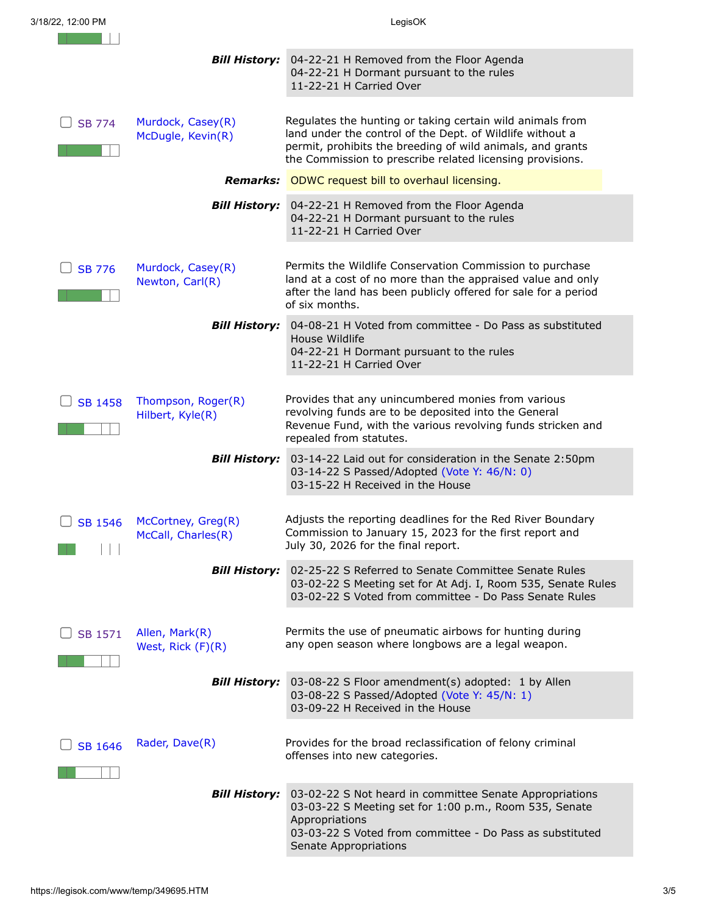**Bill History:** 04-22-21 H Removed from the Floor Agenda
04-22-21 H Dormant pursuant to the rules
11-22-21 H Carried Over

---

**SB 774** — Murdock, Casey(R); McDugle, Kevin(R)

Regulates the hunting or taking certain wild animals from land under the control of the Dept. of Wildlife without a permit, prohibits the breeding of wild animals, and grants the Commission to prescribe related licensing provisions.

**Remarks:** ODWC request bill to overhaul licensing.

**Bill History:** 04-22-21 H Removed from the Floor Agenda
04-22-21 H Dormant pursuant to the rules
11-22-21 H Carried Over

---

**SB 776** — Murdock, Casey(R); Newton, Carl(R)

Permits the Wildlife Conservation Commission to purchase land at a cost of no more than the appraised value and only after the land has been publicly offered for sale for a period of six months.

**Bill History:** 04-08-21 H Voted from committee - Do Pass as substituted House Wildlife
04-22-21 H Dormant pursuant to the rules
11-22-21 H Carried Over

---

**SB 1458** — Thompson, Roger(R); Hilbert, Kyle(R)

Provides that any unincumbered monies from various revolving funds are to be deposited into the General Revenue Fund, with the various revolving funds stricken and repealed from statutes.

**Bill History:** 03-14-22 Laid out for consideration in the Senate 2:50pm
03-14-22 S Passed/Adopted (Vote Y: 46/N: 0)
03-15-22 H Received in the House

---

**SB 1546** — McCortney, Greg(R); McCall, Charles(R)

Adjusts the reporting deadlines for the Red River Boundary Commission to January 15, 2023 for the first report and July 30, 2026 for the final report.

**Bill History:** 02-25-22 S Referred to Senate Committee Senate Rules
03-02-22 S Meeting set for At Adj. I, Room 535, Senate Rules
03-02-22 S Voted from committee - Do Pass Senate Rules

---

**SB 1571** — Allen, Mark(R); West, Rick (F)(R)

Permits the use of pneumatic airbows for hunting during any open season where longbows are a legal weapon.

**Bill History:** 03-08-22 S Floor amendment(s) adopted: 1 by Allen
03-08-22 S Passed/Adopted (Vote Y: 45/N: 1)
03-09-22 H Received in the House

---

**SB 1646** — Rader, Dave(R)

Provides for the broad reclassification of felony criminal offenses into new categories.

**Bill History:** 03-02-22 S Not heard in committee Senate Appropriations
03-03-22 S Meeting set for 1:00 p.m., Room 535, Senate Appropriations
03-03-22 S Voted from committee - Do Pass as substituted Senate Appropriations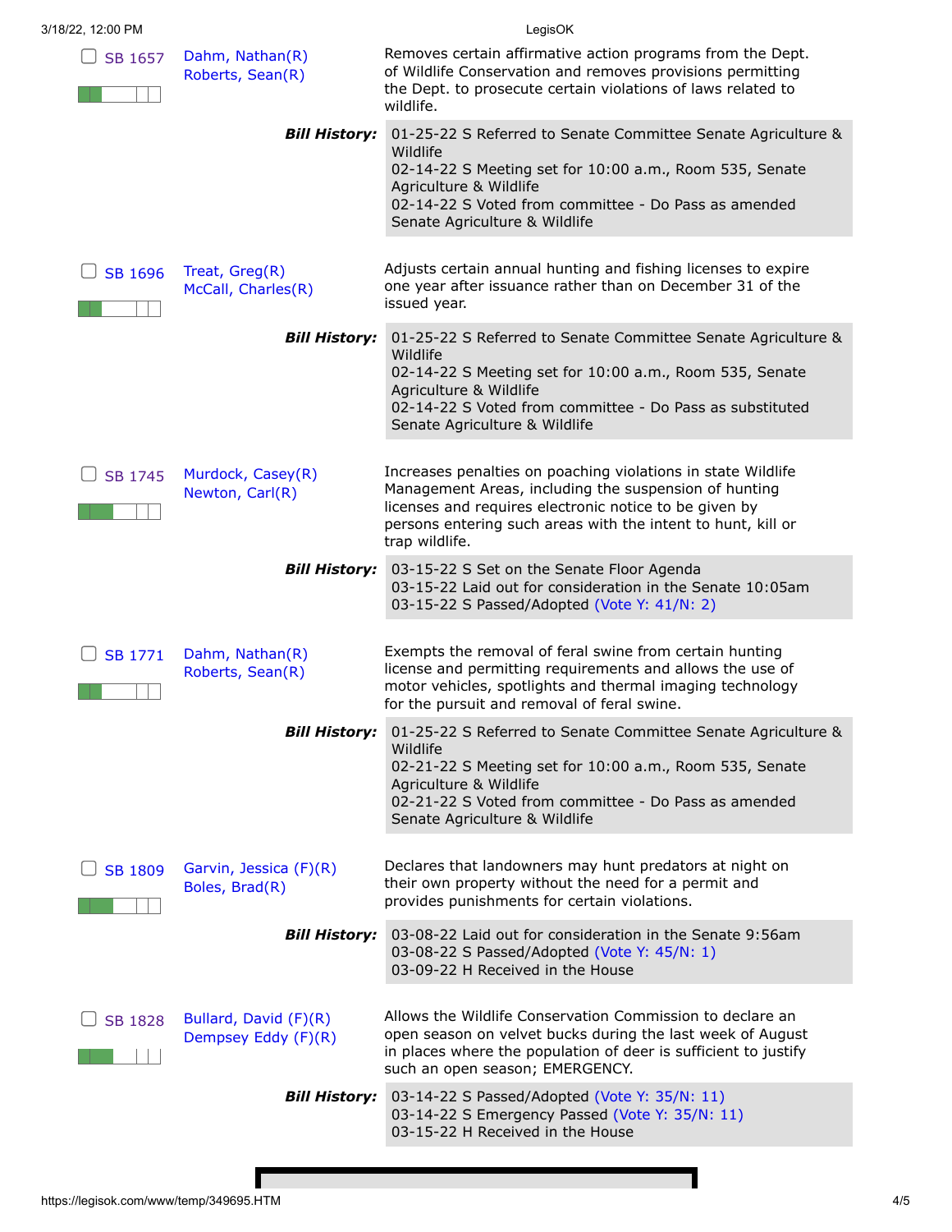| Bill | Authors | Description |
|---|---|---|
| SB 1657 | Dahm, Nathan(R)<br>Roberts, Sean(R) | Removes certain affirmative action programs from the Dept. of Wildlife Conservation and removes provisions permitting the Dept. to prosecute certain violations of laws related to wildlife. |

**Bill History:** 01-25-22 S Referred to Senate Committee Senate Agriculture & Wildlife
02-14-22 S Meeting set for 10:00 a.m., Room 535, Senate Agriculture & Wildlife
02-14-22 S Voted from committee - Do Pass as amended Senate Agriculture & Wildlife

| Bill | Authors | Description |
|---|---|---|
| SB 1696 | Treat, Greg(R)<br>McCall, Charles(R) | Adjusts certain annual hunting and fishing licenses to expire one year after issuance rather than on December 31 of the issued year. |

**Bill History:** 01-25-22 S Referred to Senate Committee Senate Agriculture & Wildlife
02-14-22 S Meeting set for 10:00 a.m., Room 535, Senate Agriculture & Wildlife
02-14-22 S Voted from committee - Do Pass as substituted Senate Agriculture & Wildlife

| Bill | Authors | Description |
|---|---|---|
| SB 1745 | Murdock, Casey(R)<br>Newton, Carl(R) | Increases penalties on poaching violations in state Wildlife Management Areas, including the suspension of hunting licenses and requires electronic notice to be given by persons entering such areas with the intent to hunt, kill or trap wildlife. |

**Bill History:** 03-15-22 S Set on the Senate Floor Agenda
03-15-22 Laid out for consideration in the Senate 10:05am
03-15-22 S Passed/Adopted (Vote Y: 41/N: 2)

| Bill | Authors | Description |
|---|---|---|
| SB 1771 | Dahm, Nathan(R)<br>Roberts, Sean(R) | Exempts the removal of feral swine from certain hunting license and permitting requirements and allows the use of motor vehicles, spotlights and thermal imaging technology for the pursuit and removal of feral swine. |

**Bill History:** 01-25-22 S Referred to Senate Committee Senate Agriculture & Wildlife
02-21-22 S Meeting set for 10:00 a.m., Room 535, Senate Agriculture & Wildlife
02-21-22 S Voted from committee - Do Pass as amended Senate Agriculture & Wildlife

| Bill | Authors | Description |
|---|---|---|
| SB 1809 | Garvin, Jessica (F)(R)<br>Boles, Brad(R) | Declares that landowners may hunt predators at night on their own property without the need for a permit and provides punishments for certain violations. |

**Bill History:** 03-08-22 Laid out for consideration in the Senate 9:56am
03-08-22 S Passed/Adopted (Vote Y: 45/N: 1)
03-09-22 H Received in the House

| Bill | Authors | Description |
|---|---|---|
| SB 1828 | Bullard, David (F)(R)<br>Dempsey Eddy (F)(R) | Allows the Wildlife Conservation Commission to declare an open season on velvet bucks during the last week of August in places where the population of deer is sufficient to justify such an open season; EMERGENCY. |

**Bill History:** 03-14-22 S Passed/Adopted (Vote Y: 35/N: 11)
03-14-22 S Emergency Passed (Vote Y: 35/N: 11)
03-15-22 H Received in the House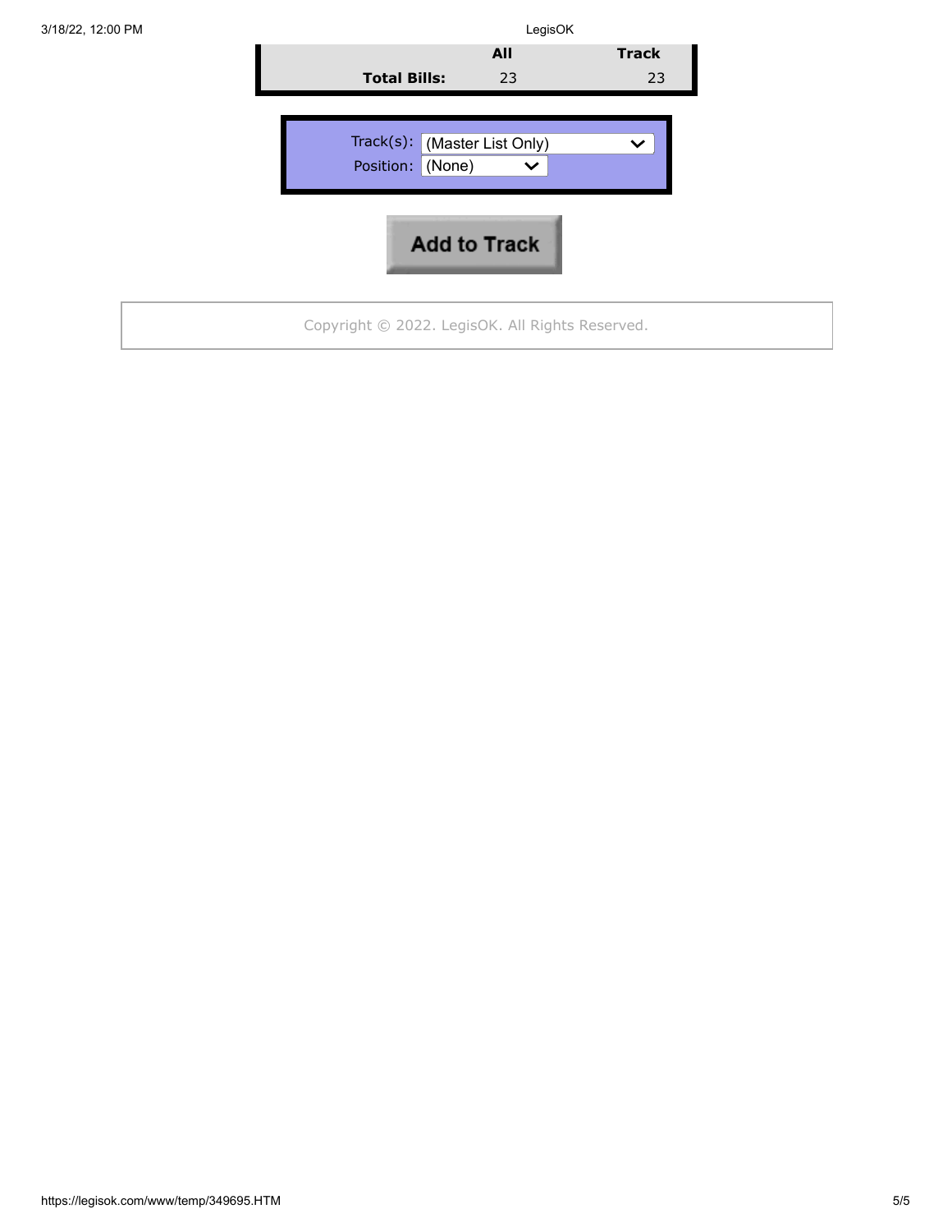| | All | Track |
| --- | --- | --- |
| **Total Bills:** | 23 | 23 |

Track(s): (Master List Only)

Position: (None)

Add to Track

Copyright © 2022. LegisOK. All Rights Reserved.